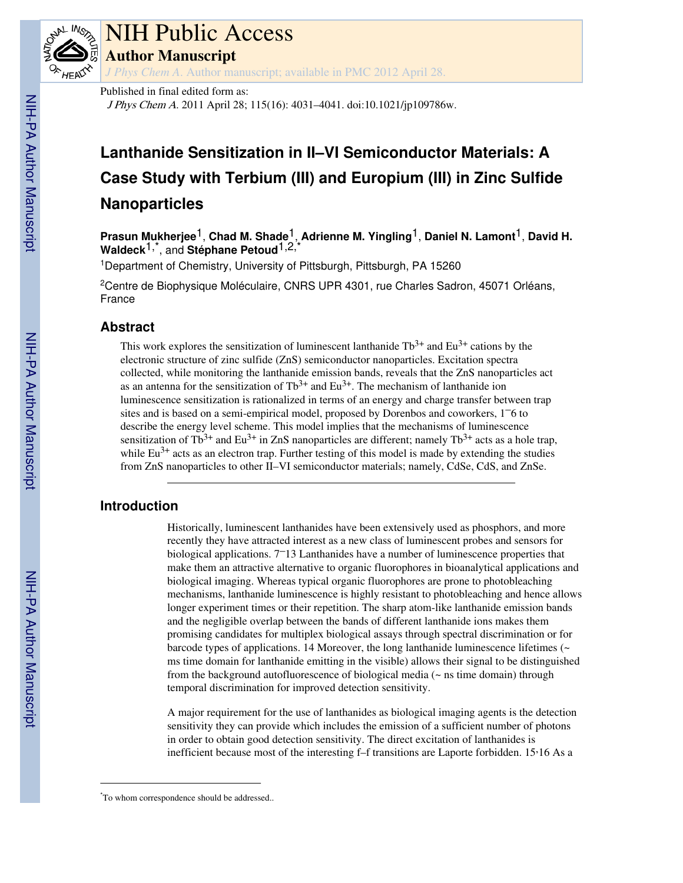# NIH Public Access

## Author Manuscript

*J Phys Chem A*. Author manuscript; available in PMC 2012 April 28.

Published in final edited form as:

*J Phys Chem A*. 2011 April 28; 115(16): 4031–4041. doi:10.1021/jp109786w.

# Lanthanide Sensitization in II–VI Semiconductor Materials: A Case Study with Terbium (III) and Europium (III) in Zinc Sulfide Nanoparticles

**Prasun Mukherjee**[1], **Chad M. Shade**[1], **Adrienne M. Yingling**[1], **Daniel N. Lamont**[1], **David H. Waldeck**[1,*], and **Stéphane Petoud**[1,2,*]

[1]Department of Chemistry, University of Pittsburgh, Pittsburgh, PA 15260

[2]Centre de Biophysique Moléculaire, CNRS UPR 4301, rue Charles Sadron, 45071 Orléans, France

## Abstract

This work explores the sensitization of luminescent lanthanide $Tb^{3+}$ and $Eu^{3+}$ cations by the electronic structure of zinc sulfide (ZnS) semiconductor nanoparticles. Excitation spectra collected, while monitoring the lanthanide emission bands, reveals that the ZnS nanoparticles act as an antenna for the sensitization of $Tb^{3+}$ and $Eu^{3+}$. The mechanism of lanthanide ion luminescence sensitization is rationalized in terms of an energy and charge transfer between trap sites and is based on a semi-empirical model, proposed by Dorenbos and coworkers, [1–6] to describe the energy level scheme. This model implies that the mechanisms of luminescence sensitization of $Tb^{3+}$ and $Eu^{3+}$ in ZnS nanoparticles are different; namely $Tb^{3+}$ acts as a hole trap, while $Eu^{3+}$ acts as an electron trap. Further testing of this model is made by extending the studies from ZnS nanoparticles to other II–VI semiconductor materials; namely, CdSe, CdS, and ZnSe.

## Introduction

Historically, luminescent lanthanides have been extensively used as phosphors, and more recently they have attracted interest as a new class of luminescent probes and sensors for biological applications. [7–13] Lanthanides have a number of luminescence properties that make them an attractive alternative to organic fluorophores in bioanalytical applications and biological imaging. Whereas typical organic fluorophores are prone to photobleaching mechanisms, lanthanide luminescence is highly resistant to photobleaching and hence allows longer experiment times or their repetition. The sharp atom-like lanthanide emission bands and the negligible overlap between the bands of different lanthanide ions makes them promising candidates for multiplex biological assays through spectral discrimination or for barcode types of applications. [14] Moreover, the long lanthanide luminescence lifetimes (~ ms time domain for lanthanide emitting in the visible) allows their signal to be distinguished from the background autofluorescence of biological media (~ ns time domain) through temporal discrimination for improved detection sensitivity.

A major requirement for the use of lanthanides as biological imaging agents is the detection sensitivity they can provide which includes the emission of a sufficient number of photons in order to obtain good detection sensitivity. The direct excitation of lanthanides is inefficient because most of the interesting f–f transitions are Laporte forbidden. [15,16] As a

*To whom correspondence should be addressed..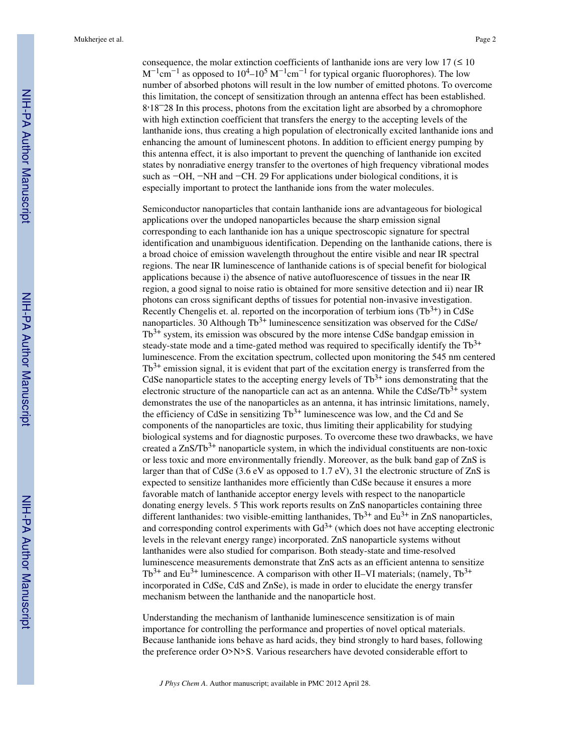consequence, the molar extinction coefficients of lanthanide ions are very low [17] ($\leq 10$ $M^{-1}cm^{-1}$ as opposed to $10^4$–$10^5$ $M^{-1}cm^{-1}$ for typical organic fluorophores). The low number of absorbed photons will result in the low number of emitted photons. To overcome this limitation, the concept of sensitization through an antenna effect has been established.[8,18–28] In this process, photons from the excitation light are absorbed by a chromophore with high extinction coefficient that transfers the energy to the accepting levels of the lanthanide ions, thus creating a high population of electronically excited lanthanide ions and enhancing the amount of luminescent photons. In addition to efficient energy pumping by this antenna effect, it is also important to prevent the quenching of lanthanide ion excited states by nonradiative energy transfer to the overtones of high frequency vibrational modes such as −OH, −NH and −CH.[29] For applications under biological conditions, it is especially important to protect the lanthanide ions from the water molecules.

Semiconductor nanoparticles that contain lanthanide ions are advantageous for biological applications over the undoped nanoparticles because the sharp emission signal corresponding to each lanthanide ion has a unique spectroscopic signature for spectral identification and unambiguous identification. Depending on the lanthanide cations, there is a broad choice of emission wavelength throughout the entire visible and near IR spectral regions. The near IR luminescence of lanthanide cations is of special benefit for biological applications because i) the absence of native autofluorescence of tissues in the near IR region, a good signal to noise ratio is obtained for more sensitive detection and ii) near IR photons can cross significant depths of tissues for potential non-invasive investigation. Recently Chengelis et. al. reported on the incorporation of terbium ions ($Tb^{3+}$) in CdSe nanoparticles.[30] Although $Tb^{3+}$ luminescence sensitization was observed for the CdSe/$Tb^{3+}$ system, its emission was obscured by the more intense CdSe bandgap emission in steady-state mode and a time-gated method was required to specifically identify the $Tb^{3+}$ luminescence. From the excitation spectrum, collected upon monitoring the 545 nm centered $Tb^{3+}$ emission signal, it is evident that part of the excitation energy is transferred from the CdSe nanoparticle states to the accepting energy levels of $Tb^{3+}$ ions demonstrating that the electronic structure of the nanoparticle can act as an antenna. While the CdSe/$Tb^{3+}$ system demonstrates the use of the nanoparticles as an antenna, it has intrinsic limitations, namely, the efficiency of CdSe in sensitizing $Tb^{3+}$ luminescence was low, and the Cd and Se components of the nanoparticles are toxic, thus limiting their applicability for studying biological systems and for diagnostic purposes. To overcome these two drawbacks, we have created a ZnS/$Tb^{3+}$ nanoparticle system, in which the individual constituents are non-toxic or less toxic and more environmentally friendly. Moreover, as the bulk band gap of ZnS is larger than that of CdSe (3.6 eV as opposed to 1.7 eV),[31] the electronic structure of ZnS is expected to sensitize lanthanides more efficiently than CdSe because it ensures a more favorable match of lanthanide acceptor energy levels with respect to the nanoparticle donating energy levels.[5] This work reports results on ZnS nanoparticles containing three different lanthanides: two visible-emitting lanthanides, $Tb^{3+}$ and $Eu^{3+}$ in ZnS nanoparticles, and corresponding control experiments with $Gd^{3+}$ (which does not have accepting electronic levels in the relevant energy range) incorporated. ZnS nanoparticle systems without lanthanides were also studied for comparison. Both steady-state and time-resolved luminescence measurements demonstrate that ZnS acts as an efficient antenna to sensitize $Tb^{3+}$ and $Eu^{3+}$ luminescence. A comparison with other II–VI materials; (namely, $Tb^{3+}$ incorporated in CdSe, CdS and ZnSe), is made in order to elucidate the energy transfer mechanism between the lanthanide and the nanoparticle host.

Understanding the mechanism of lanthanide luminescence sensitization is of main importance for controlling the performance and properties of novel optical materials. Because lanthanide ions behave as hard acids, they bind strongly to hard bases, following the preference order O>N>S. Various researchers have devoted considerable effort to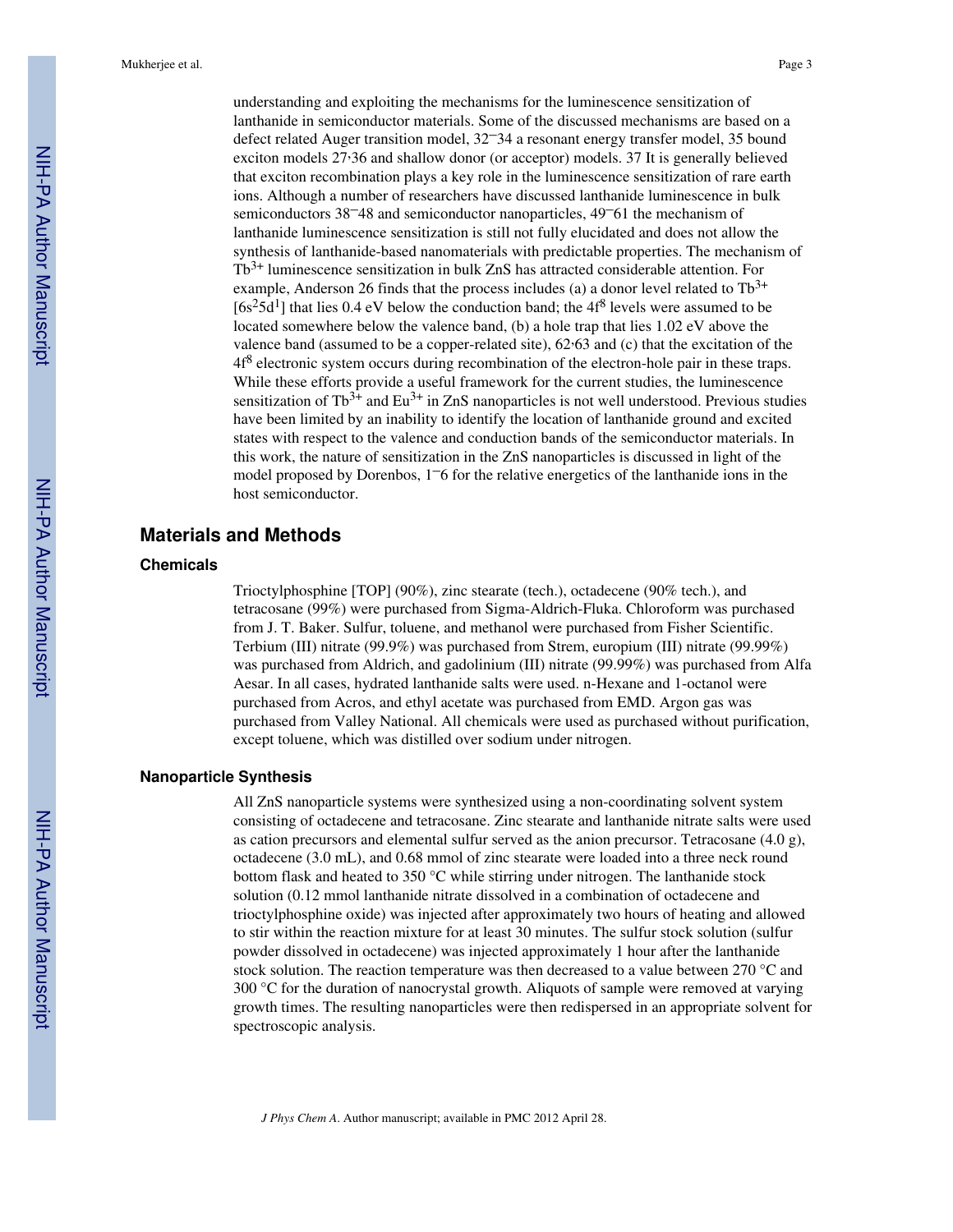understanding and exploiting the mechanisms for the luminescence sensitization of lanthanide in semiconductor materials. Some of the discussed mechanisms are based on a defect related Auger transition model, [32–34] a resonant energy transfer model, [35] bound exciton models [27,36] and shallow donor (or acceptor) models. [37] It is generally believed that exciton recombination plays a key role in the luminescence sensitization of rare earth ions. Although a number of researchers have discussed lanthanide luminescence in bulk semiconductors [38–48] and semiconductor nanoparticles, [49–61] the mechanism of lanthanide luminescence sensitization is still not fully elucidated and does not allow the synthesis of lanthanide-based nanomaterials with predictable properties. The mechanism of $Tb^{3+}$ luminescence sensitization in bulk ZnS has attracted considerable attention. For example, Anderson [26] finds that the process includes (a) a donor level related to $Tb^{3+}$ [$6s^2 5d^1$] that lies 0.4 eV below the conduction band; the $4f^8$ levels were assumed to be located somewhere below the valence band, (b) a hole trap that lies 1.02 eV above the valence band (assumed to be a copper-related site), [62,63] and (c) that the excitation of the $4f^8$ electronic system occurs during recombination of the electron-hole pair in these traps. While these efforts provide a useful framework for the current studies, the luminescence sensitization of $Tb^{3+}$ and $Eu^{3+}$ in ZnS nanoparticles is not well understood. Previous studies have been limited by an inability to identify the location of lanthanide ground and excited states with respect to the valence and conduction bands of the semiconductor materials. In this work, the nature of sensitization in the ZnS nanoparticles is discussed in light of the model proposed by Dorenbos, [1–6] for the relative energetics of the lanthanide ions in the host semiconductor.

## Materials and Methods

### Chemicals

Trioctylphosphine [TOP] (90%), zinc stearate (tech.), octadecene (90% tech.), and tetracosane (99%) were purchased from Sigma-Aldrich-Fluka. Chloroform was purchased from J. T. Baker. Sulfur, toluene, and methanol were purchased from Fisher Scientific. Terbium (III) nitrate (99.9%) was purchased from Strem, europium (III) nitrate (99.99%) was purchased from Aldrich, and gadolinium (III) nitrate (99.99%) was purchased from Alfa Aesar. In all cases, hydrated lanthanide salts were used. n-Hexane and 1-octanol were purchased from Acros, and ethyl acetate was purchased from EMD. Argon gas was purchased from Valley National. All chemicals were used as purchased without purification, except toluene, which was distilled over sodium under nitrogen.

### Nanoparticle Synthesis

All ZnS nanoparticle systems were synthesized using a non-coordinating solvent system consisting of octadecene and tetracosane. Zinc stearate and lanthanide nitrate salts were used as cation precursors and elemental sulfur served as the anion precursor. Tetracosane (4.0 g), octadecene (3.0 mL), and 0.68 mmol of zinc stearate were loaded into a three neck round bottom flask and heated to 350 °C while stirring under nitrogen. The lanthanide stock solution (0.12 mmol lanthanide nitrate dissolved in a combination of octadecene and trioctylphosphine oxide) was injected after approximately two hours of heating and allowed to stir within the reaction mixture for at least 30 minutes. The sulfur stock solution (sulfur powder dissolved in octadecene) was injected approximately 1 hour after the lanthanide stock solution. The reaction temperature was then decreased to a value between 270 °C and 300 °C for the duration of nanocrystal growth. Aliquots of sample were removed at varying growth times. The resulting nanoparticles were then redispersed in an appropriate solvent for spectroscopic analysis.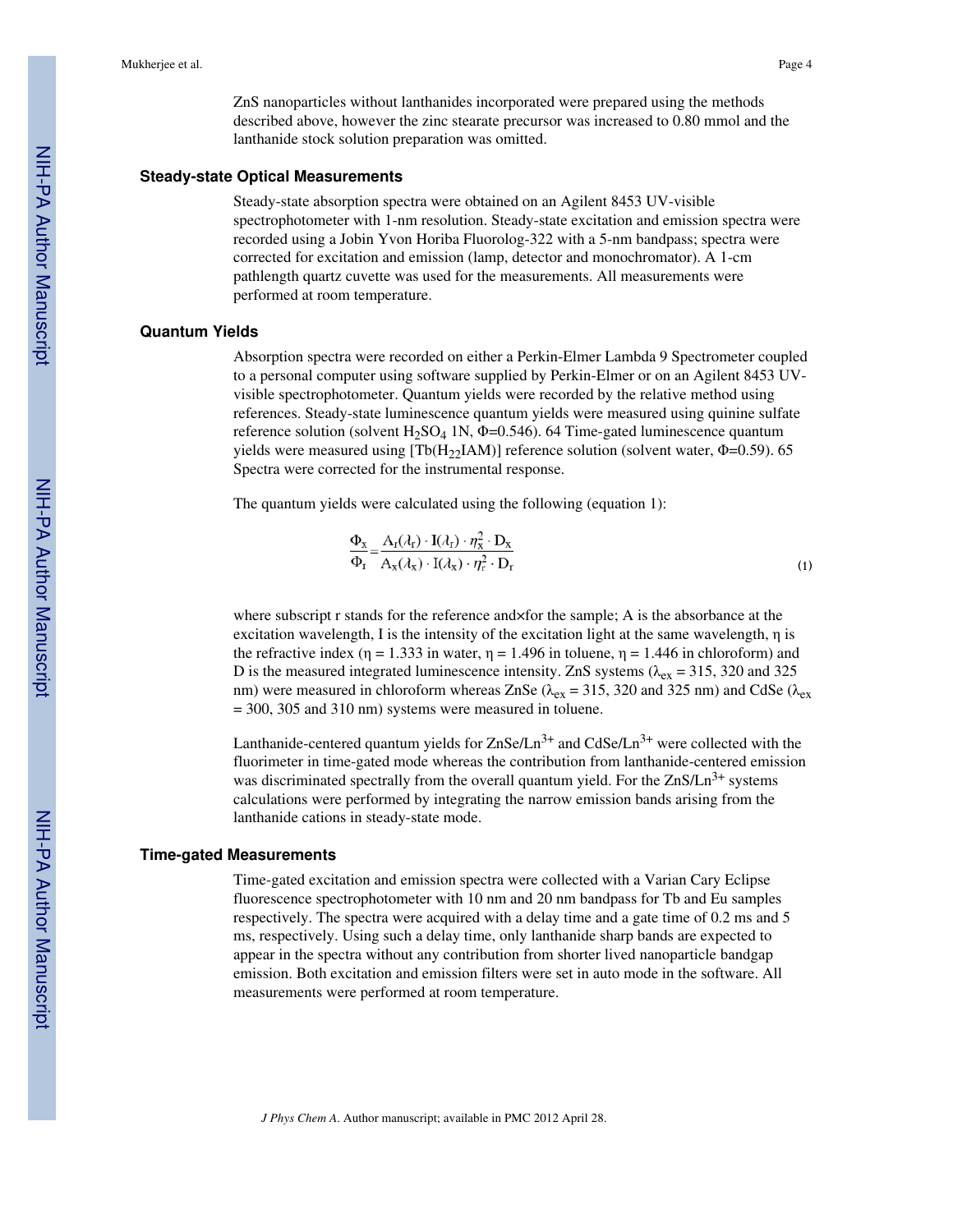ZnS nanoparticles without lanthanides incorporated were prepared using the methods described above, however the zinc stearate precursor was increased to 0.80 mmol and the lanthanide stock solution preparation was omitted.

## Steady-state Optical Measurements

Steady-state absorption spectra were obtained on an Agilent 8453 UV-visible spectrophotometer with 1-nm resolution. Steady-state excitation and emission spectra were recorded using a Jobin Yvon Horiba Fluorolog-322 with a 5-nm bandpass; spectra were corrected for excitation and emission (lamp, detector and monochromator). A 1-cm pathlength quartz cuvette was used for the measurements. All measurements were performed at room temperature.

## Quantum Yields

Absorption spectra were recorded on either a Perkin-Elmer Lambda 9 Spectrometer coupled to a personal computer using software supplied by Perkin-Elmer or on an Agilent 8453 UV-visible spectrophotometer. Quantum yields were recorded by the relative method using references. Steady-state luminescence quantum yields were measured using quinine sulfate reference solution (solvent $H_2SO_4$ 1N, $\Phi$=0.546). 64 Time-gated luminescence quantum yields were measured using $[Tb(H_{22}IAM)]$ reference solution (solvent water, $\Phi$=0.59). 65 Spectra were corrected for the instrumental response.

The quantum yields were calculated using the following (equation 1):

$$\frac{\Phi_x}{\Phi_r} = \frac{A_r(\lambda_r) \cdot I(\lambda_r) \cdot \eta_x^2 \cdot D_x}{A_x(\lambda_x) \cdot I(\lambda_x) \cdot \eta_r^2 \cdot D_r} \tag{1}$$

where subscript r stands for the reference and×for the sample; A is the absorbance at the excitation wavelength, I is the intensity of the excitation light at the same wavelength, η is the refractive index (η = 1.333 in water, η = 1.496 in toluene, η = 1.446 in chloroform) and D is the measured integrated luminescence intensity. ZnS systems ($\lambda_{ex}$ = 315, 320 and 325 nm) were measured in chloroform whereas ZnSe ($\lambda_{ex}$ = 315, 320 and 325 nm) and CdSe ($\lambda_{ex}$ = 300, 305 and 310 nm) systems were measured in toluene.

Lanthanide-centered quantum yields for ZnSe/$Ln^{3+}$ and CdSe/$Ln^{3+}$ were collected with the fluorimeter in time-gated mode whereas the contribution from lanthanide-centered emission was discriminated spectrally from the overall quantum yield. For the ZnS/$Ln^{3+}$ systems calculations were performed by integrating the narrow emission bands arising from the lanthanide cations in steady-state mode.

## Time-gated Measurements

Time-gated excitation and emission spectra were collected with a Varian Cary Eclipse fluorescence spectrophotometer with 10 nm and 20 nm bandpass for Tb and Eu samples respectively. The spectra were acquired with a delay time and a gate time of 0.2 ms and 5 ms, respectively. Using such a delay time, only lanthanide sharp bands are expected to appear in the spectra without any contribution from shorter lived nanoparticle bandgap emission. Both excitation and emission filters were set in auto mode in the software. All measurements were performed at room temperature.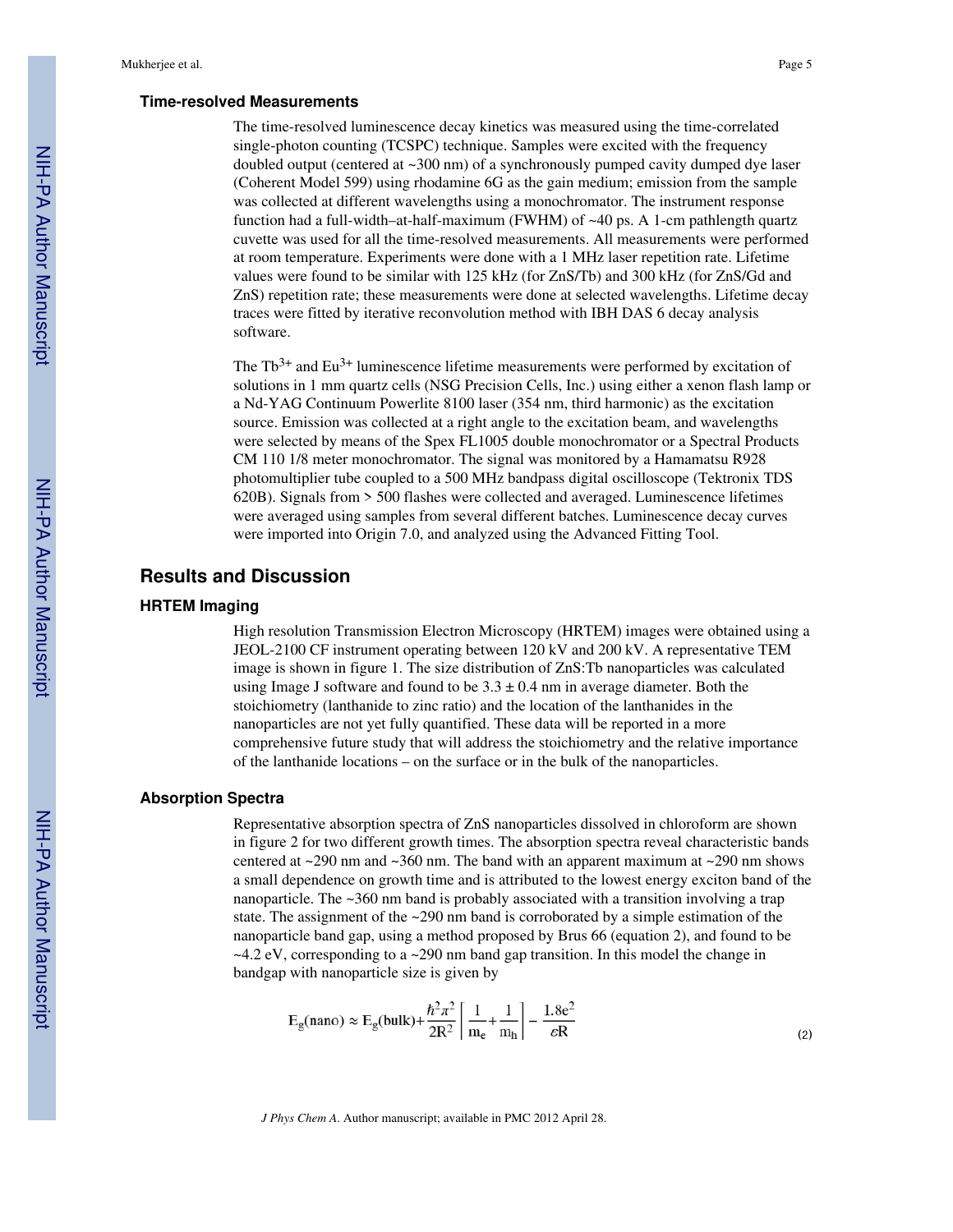### Time-resolved Measurements

The time-resolved luminescence decay kinetics was measured using the time-correlated single-photon counting (TCSPC) technique. Samples were excited with the frequency doubled output (centered at ~300 nm) of a synchronously pumped cavity dumped dye laser (Coherent Model 599) using rhodamine 6G as the gain medium; emission from the sample was collected at different wavelengths using a monochromator. The instrument response function had a full-width–at-half-maximum (FWHM) of ~40 ps. A 1-cm pathlength quartz cuvette was used for all the time-resolved measurements. All measurements were performed at room temperature. Experiments were done with a 1 MHz laser repetition rate. Lifetime values were found to be similar with 125 kHz (for ZnS/Tb) and 300 kHz (for ZnS/Gd and ZnS) repetition rate; these measurements were done at selected wavelengths. Lifetime decay traces were fitted by iterative reconvolution method with IBH DAS 6 decay analysis software.

The $Tb^{3+}$ and $Eu^{3+}$ luminescence lifetime measurements were performed by excitation of solutions in 1 mm quartz cells (NSG Precision Cells, Inc.) using either a xenon flash lamp or a Nd-YAG Continuum Powerlite 8100 laser (354 nm, third harmonic) as the excitation source. Emission was collected at a right angle to the excitation beam, and wavelengths were selected by means of the Spex FL1005 double monochromator or a Spectral Products CM 110 1/8 meter monochromator. The signal was monitored by a Hamamatsu R928 photomultiplier tube coupled to a 500 MHz bandpass digital oscilloscope (Tektronix TDS 620B). Signals from > 500 flashes were collected and averaged. Luminescence lifetimes were averaged using samples from several different batches. Luminescence decay curves were imported into Origin 7.0, and analyzed using the Advanced Fitting Tool.

## Results and Discussion

### HRTEM Imaging

High resolution Transmission Electron Microscopy (HRTEM) images were obtained using a JEOL-2100 CF instrument operating between 120 kV and 200 kV. A representative TEM image is shown in figure 1. The size distribution of ZnS:Tb nanoparticles was calculated using Image J software and found to be 3.3 ± 0.4 nm in average diameter. Both the stoichiometry (lanthanide to zinc ratio) and the location of the lanthanides in the nanoparticles are not yet fully quantified. These data will be reported in a more comprehensive future study that will address the stoichiometry and the relative importance of the lanthanide locations – on the surface or in the bulk of the nanoparticles.

### Absorption Spectra

Representative absorption spectra of ZnS nanoparticles dissolved in chloroform are shown in figure 2 for two different growth times. The absorption spectra reveal characteristic bands centered at ~290 nm and ~360 nm. The band with an apparent maximum at ~290 nm shows a small dependence on growth time and is attributed to the lowest energy exciton band of the nanoparticle. The ~360 nm band is probably associated with a transition involving a trap state. The assignment of the ~290 nm band is corroborated by a simple estimation of the nanoparticle band gap, using a method proposed by Brus 66 (equation 2), and found to be ~4.2 eV, corresponding to a ~290 nm band gap transition. In this model the change in bandgap with nanoparticle size is given by

$$E_g(\text{nano}) \approx E_g(\text{bulk}) + \frac{\hbar^2\pi^2}{2R^2}\left[\frac{1}{m_e} + \frac{1}{m_h}\right] - \frac{1.8e^2}{\varepsilon R} \quad (2)$$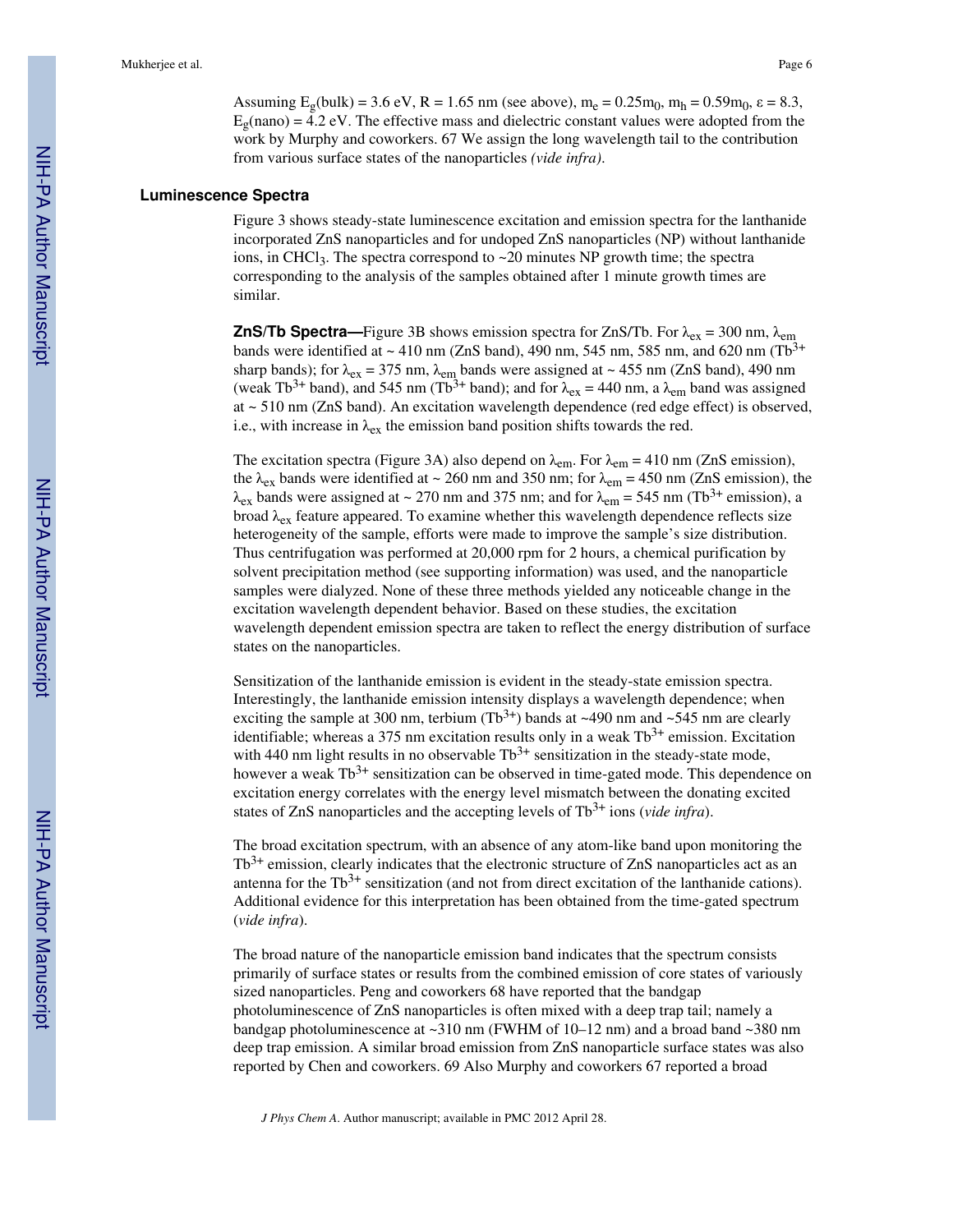Assuming $E_g$(bulk) = 3.6 eV, R = 1.65 nm (see above), $m_e = 0.25m_0$, $m_h = 0.59m_0$, $\varepsilon = 8.3$, $E_g$(nano) = 4.2 eV. The effective mass and dielectric constant values were adopted from the work by Murphy and coworkers. 67 We assign the long wavelength tail to the contribution from various surface states of the nanoparticles *(vide infra)*.

## Luminescence Spectra

Figure 3 shows steady-state luminescence excitation and emission spectra for the lanthanide incorporated ZnS nanoparticles and for undoped ZnS nanoparticles (NP) without lanthanide ions, in $CHCl_3$. The spectra correspond to ~20 minutes NP growth time; the spectra corresponding to the analysis of the samples obtained after 1 minute growth times are similar.

**ZnS/Tb Spectra—**Figure 3B shows emission spectra for ZnS/Tb. For $\lambda_{ex}$ = 300 nm, $\lambda_{em}$ bands were identified at ~ 410 nm (ZnS band), 490 nm, 545 nm, 585 nm, and 620 nm ($Tb^{3+}$ sharp bands); for $\lambda_{ex}$ = 375 nm, $\lambda_{em}$ bands were assigned at ~ 455 nm (ZnS band), 490 nm (weak $Tb^{3+}$ band), and 545 nm ($Tb^{3+}$ band); and for $\lambda_{ex}$ = 440 nm, a $\lambda_{em}$ band was assigned at ~ 510 nm (ZnS band). An excitation wavelength dependence (red edge effect) is observed, i.e., with increase in $\lambda_{ex}$ the emission band position shifts towards the red.

The excitation spectra (Figure 3A) also depend on $\lambda_{em}$. For $\lambda_{em}$ = 410 nm (ZnS emission), the $\lambda_{ex}$ bands were identified at ~ 260 nm and 350 nm; for $\lambda_{em}$ = 450 nm (ZnS emission), the $\lambda_{ex}$ bands were assigned at ~ 270 nm and 375 nm; and for $\lambda_{em}$ = 545 nm ($Tb^{3+}$ emission), a broad $\lambda_{ex}$ feature appeared. To examine whether this wavelength dependence reflects size heterogeneity of the sample, efforts were made to improve the sample's size distribution. Thus centrifugation was performed at 20,000 rpm for 2 hours, a chemical purification by solvent precipitation method (see supporting information) was used, and the nanoparticle samples were dialyzed. None of these three methods yielded any noticeable change in the excitation wavelength dependent behavior. Based on these studies, the excitation wavelength dependent emission spectra are taken to reflect the energy distribution of surface states on the nanoparticles.

Sensitization of the lanthanide emission is evident in the steady-state emission spectra. Interestingly, the lanthanide emission intensity displays a wavelength dependence; when exciting the sample at 300 nm, terbium ($Tb^{3+}$) bands at ~490 nm and ~545 nm are clearly identifiable; whereas a 375 nm excitation results only in a weak $Tb^{3+}$ emission. Excitation with 440 nm light results in no observable $Tb^{3+}$ sensitization in the steady-state mode, however a weak $Tb^{3+}$ sensitization can be observed in time-gated mode. This dependence on excitation energy correlates with the energy level mismatch between the donating excited states of ZnS nanoparticles and the accepting levels of $Tb^{3+}$ ions (*vide infra*).

The broad excitation spectrum, with an absence of any atom-like band upon monitoring the $Tb^{3+}$ emission, clearly indicates that the electronic structure of ZnS nanoparticles act as an antenna for the $Tb^{3+}$ sensitization (and not from direct excitation of the lanthanide cations). Additional evidence for this interpretation has been obtained from the time-gated spectrum (*vide infra*).

The broad nature of the nanoparticle emission band indicates that the spectrum consists primarily of surface states or results from the combined emission of core states of variously sized nanoparticles. Peng and coworkers 68 have reported that the bandgap photoluminescence of ZnS nanoparticles is often mixed with a deep trap tail; namely a bandgap photoluminescence at ~310 nm (FWHM of 10–12 nm) and a broad band ~380 nm deep trap emission. A similar broad emission from ZnS nanoparticle surface states was also reported by Chen and coworkers. 69 Also Murphy and coworkers 67 reported a broad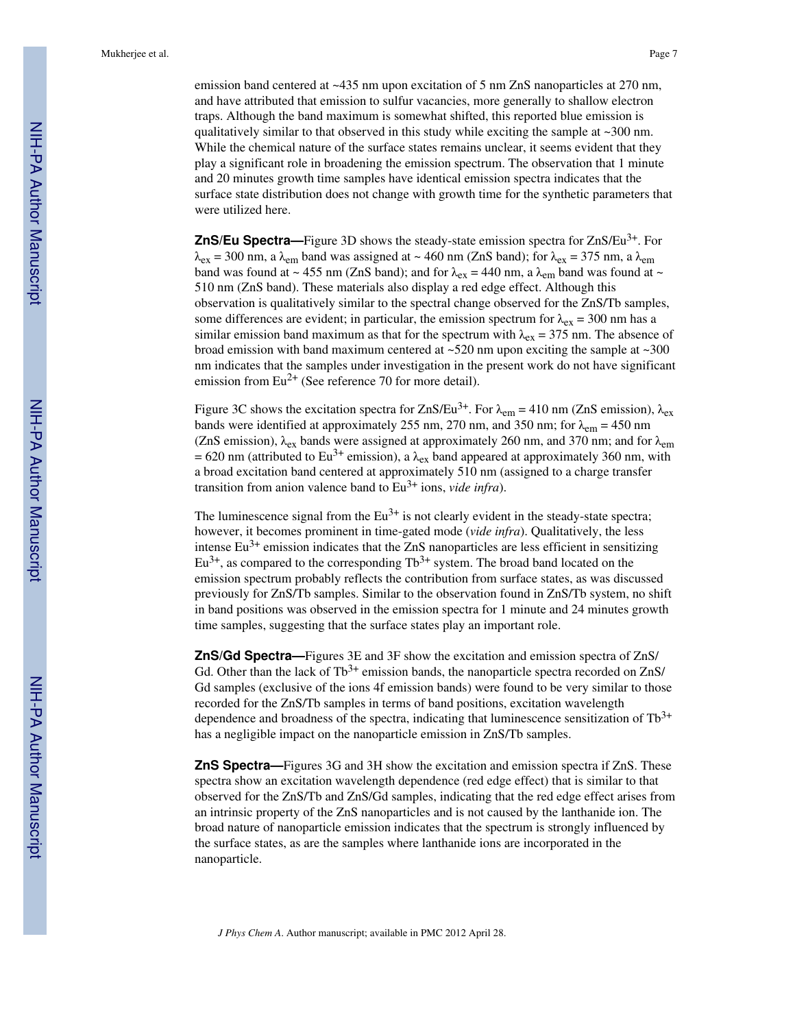emission band centered at ~435 nm upon excitation of 5 nm ZnS nanoparticles at 270 nm, and have attributed that emission to sulfur vacancies, more generally to shallow electron traps. Although the band maximum is somewhat shifted, this reported blue emission is qualitatively similar to that observed in this study while exciting the sample at ~300 nm. While the chemical nature of the surface states remains unclear, it seems evident that they play a significant role in broadening the emission spectrum. The observation that 1 minute and 20 minutes growth time samples have identical emission spectra indicates that the surface state distribution does not change with growth time for the synthetic parameters that were utilized here.

**ZnS/Eu Spectra—**Figure 3D shows the steady-state emission spectra for ZnS/$Eu^{3+}$. For $\lambda_{ex}$ = 300 nm, a $\lambda_{em}$ band was assigned at ~ 460 nm (ZnS band); for $\lambda_{ex}$ = 375 nm, a $\lambda_{em}$ band was found at ~ 455 nm (ZnS band); and for $\lambda_{ex}$ = 440 nm, a $\lambda_{em}$ band was found at ~ 510 nm (ZnS band). These materials also display a red edge effect. Although this observation is qualitatively similar to the spectral change observed for the ZnS/Tb samples, some differences are evident; in particular, the emission spectrum for $\lambda_{ex}$ = 300 nm has a similar emission band maximum as that for the spectrum with $\lambda_{ex}$ = 375 nm. The absence of broad emission with band maximum centered at ~520 nm upon exciting the sample at ~300 nm indicates that the samples under investigation in the present work do not have significant emission from $Eu^{2+}$ (See reference 70 for more detail).

Figure 3C shows the excitation spectra for ZnS/$Eu^{3+}$. For $\lambda_{em}$ = 410 nm (ZnS emission), $\lambda_{ex}$ bands were identified at approximately 255 nm, 270 nm, and 350 nm; for $\lambda_{em}$ = 450 nm (ZnS emission), $\lambda_{ex}$ bands were assigned at approximately 260 nm, and 370 nm; and for $\lambda_{em}$ = 620 nm (attributed to $Eu^{3+}$ emission), a $\lambda_{ex}$ band appeared at approximately 360 nm, with a broad excitation band centered at approximately 510 nm (assigned to a charge transfer transition from anion valence band to $Eu^{3+}$ ions, *vide infra*).

The luminescence signal from the $Eu^{3+}$ is not clearly evident in the steady-state spectra; however, it becomes prominent in time-gated mode (*vide infra*). Qualitatively, the less intense $Eu^{3+}$ emission indicates that the ZnS nanoparticles are less efficient in sensitizing $Eu^{3+}$, as compared to the corresponding $Tb^{3+}$ system. The broad band located on the emission spectrum probably reflects the contribution from surface states, as was discussed previously for ZnS/Tb samples. Similar to the observation found in ZnS/Tb system, no shift in band positions was observed in the emission spectra for 1 minute and 24 minutes growth time samples, suggesting that the surface states play an important role.

**ZnS/Gd Spectra—**Figures 3E and 3F show the excitation and emission spectra of ZnS/Gd. Other than the lack of $Tb^{3+}$ emission bands, the nanoparticle spectra recorded on ZnS/Gd samples (exclusive of the ions 4f emission bands) were found to be very similar to those recorded for the ZnS/Tb samples in terms of band positions, excitation wavelength dependence and broadness of the spectra, indicating that luminescence sensitization of $Tb^{3+}$ has a negligible impact on the nanoparticle emission in ZnS/Tb samples.

**ZnS Spectra—**Figures 3G and 3H show the excitation and emission spectra if ZnS. These spectra show an excitation wavelength dependence (red edge effect) that is similar to that observed for the ZnS/Tb and ZnS/Gd samples, indicating that the red edge effect arises from an intrinsic property of the ZnS nanoparticles and is not caused by the lanthanide ion. The broad nature of nanoparticle emission indicates that the spectrum is strongly influenced by the surface states, as are the samples where lanthanide ions are incorporated in the nanoparticle.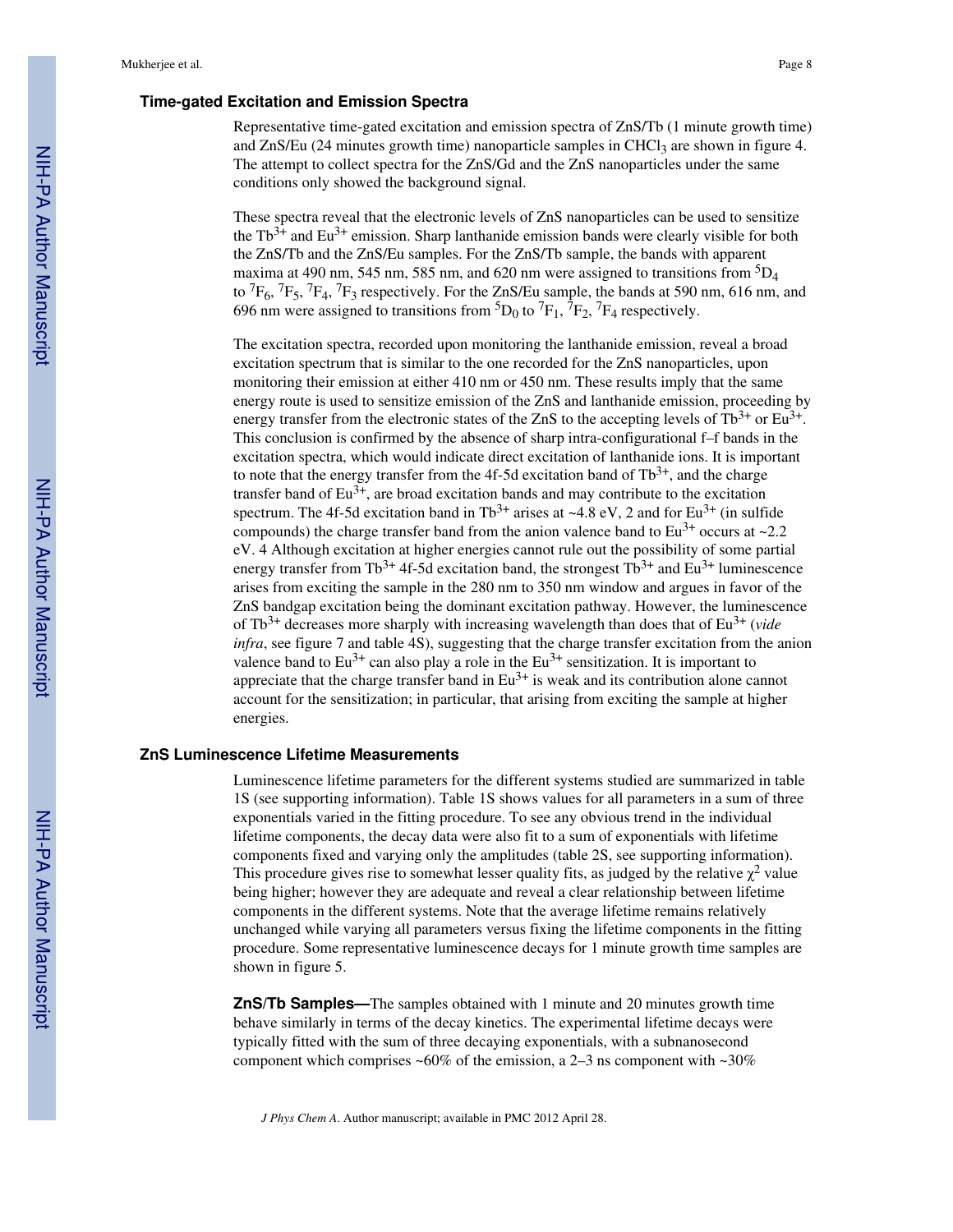### Time-gated Excitation and Emission Spectra

Representative time-gated excitation and emission spectra of ZnS/Tb (1 minute growth time) and ZnS/Eu (24 minutes growth time) nanoparticle samples in $CHCl_3$ are shown in figure 4. The attempt to collect spectra for the ZnS/Gd and the ZnS nanoparticles under the same conditions only showed the background signal.

These spectra reveal that the electronic levels of ZnS nanoparticles can be used to sensitize the $Tb^{3+}$ and $Eu^{3+}$ emission. Sharp lanthanide emission bands were clearly visible for both the ZnS/Tb and the ZnS/Eu samples. For the ZnS/Tb sample, the bands with apparent maxima at 490 nm, 545 nm, 585 nm, and 620 nm were assigned to transitions from $^5D_4$ to $^7F_6$, $^7F_5$, $^7F_4$, $^7F_3$ respectively. For the ZnS/Eu sample, the bands at 590 nm, 616 nm, and 696 nm were assigned to transitions from $^5D_0$ to $^7F_1$, $^7F_2$, $^7F_4$ respectively.

The excitation spectra, recorded upon monitoring the lanthanide emission, reveal a broad excitation spectrum that is similar to the one recorded for the ZnS nanoparticles, upon monitoring their emission at either 410 nm or 450 nm. These results imply that the same energy route is used to sensitize emission of the ZnS and lanthanide emission, proceeding by energy transfer from the electronic states of the ZnS to the accepting levels of $Tb^{3+}$ or $Eu^{3+}$. This conclusion is confirmed by the absence of sharp intra-configurational f–f bands in the excitation spectra, which would indicate direct excitation of lanthanide ions. It is important to note that the energy transfer from the 4f-5d excitation band of $Tb^{3+}$, and the charge transfer band of $Eu^{3+}$, are broad excitation bands and may contribute to the excitation spectrum. The 4f-5d excitation band in $Tb^{3+}$ arises at ~4.8 eV, 2 and for $Eu^{3+}$ (in sulfide compounds) the charge transfer band from the anion valence band to $Eu^{3+}$ occurs at ~2.2 eV. 4 Although excitation at higher energies cannot rule out the possibility of some partial energy transfer from $Tb^{3+}$ 4f-5d excitation band, the strongest $Tb^{3+}$ and $Eu^{3+}$ luminescence arises from exciting the sample in the 280 nm to 350 nm window and argues in favor of the ZnS bandgap excitation being the dominant excitation pathway. However, the luminescence of $Tb^{3+}$ decreases more sharply with increasing wavelength than does that of $Eu^{3+}$ (*vide infra*, see figure 7 and table 4S), suggesting that the charge transfer excitation from the anion valence band to $Eu^{3+}$ can also play a role in the $Eu^{3+}$ sensitization. It is important to appreciate that the charge transfer band in $Eu^{3+}$ is weak and its contribution alone cannot account for the sensitization; in particular, that arising from exciting the sample at higher energies.

### ZnS Luminescence Lifetime Measurements

Luminescence lifetime parameters for the different systems studied are summarized in table 1S (see supporting information). Table 1S shows values for all parameters in a sum of three exponentials varied in the fitting procedure. To see any obvious trend in the individual lifetime components, the decay data were also fit to a sum of exponentials with lifetime components fixed and varying only the amplitudes (table 2S, see supporting information). This procedure gives rise to somewhat lesser quality fits, as judged by the relative $\chi^2$ value being higher; however they are adequate and reveal a clear relationship between lifetime components in the different systems. Note that the average lifetime remains relatively unchanged while varying all parameters versus fixing the lifetime components in the fitting procedure. Some representative luminescence decays for 1 minute growth time samples are shown in figure 5.

**ZnS/Tb Samples—**The samples obtained with 1 minute and 20 minutes growth time behave similarly in terms of the decay kinetics. The experimental lifetime decays were typically fitted with the sum of three decaying exponentials, with a subnanosecond component which comprises ~60% of the emission, a 2–3 ns component with ~30%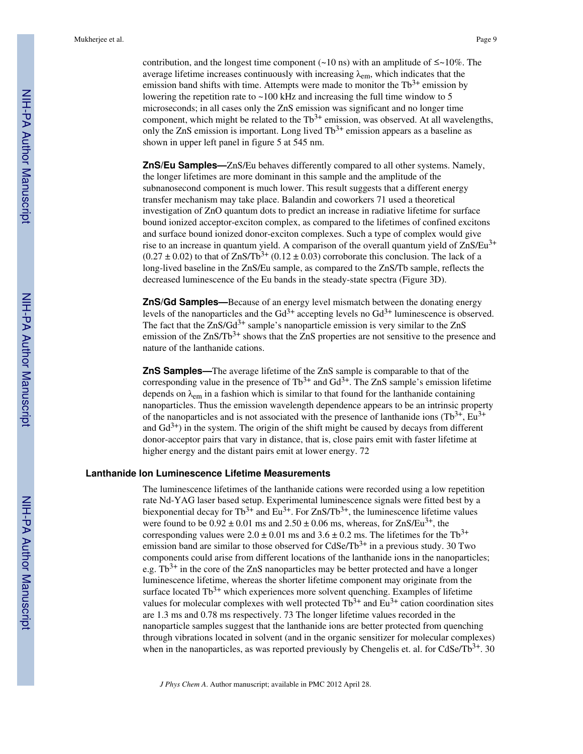contribution, and the longest time component (~10 ns) with an amplitude of ≤~10%. The average lifetime increases continuously with increasing $\lambda_{em}$, which indicates that the emission band shifts with time. Attempts were made to monitor the $Tb^{3+}$ emission by lowering the repetition rate to ~100 kHz and increasing the full time window to 5 microseconds; in all cases only the ZnS emission was significant and no longer time component, which might be related to the $Tb^{3+}$ emission, was observed. At all wavelengths, only the ZnS emission is important. Long lived $Tb^{3+}$ emission appears as a baseline as shown in upper left panel in figure 5 at 545 nm.

**ZnS/Eu Samples—**ZnS/Eu behaves differently compared to all other systems. Namely, the longer lifetimes are more dominant in this sample and the amplitude of the subnanosecond component is much lower. This result suggests that a different energy transfer mechanism may take place. Balandin and coworkers 71 used a theoretical investigation of ZnO quantum dots to predict an increase in radiative lifetime for surface bound ionized acceptor-exciton complex, as compared to the lifetimes of confined excitons and surface bound ionized donor-exciton complexes. Such a type of complex would give rise to an increase in quantum yield. A comparison of the overall quantum yield of $ZnS/Eu^{3+}$ ($0.27 \pm 0.02$) to that of $ZnS/Tb^{3+}$ ($0.12 \pm 0.03$) corroborate this conclusion. The lack of a long-lived baseline in the ZnS/Eu sample, as compared to the ZnS/Tb sample, reflects the decreased luminescence of the Eu bands in the steady-state spectra (Figure 3D).

**ZnS/Gd Samples—**Because of an energy level mismatch between the donating energy levels of the nanoparticles and the $Gd^{3+}$ accepting levels no $Gd^{3+}$ luminescence is observed. The fact that the $ZnS/Gd^{3+}$ sample's nanoparticle emission is very similar to the ZnS emission of the $ZnS/Tb^{3+}$ shows that the ZnS properties are not sensitive to the presence and nature of the lanthanide cations.

**ZnS Samples—**The average lifetime of the ZnS sample is comparable to that of the corresponding value in the presence of $Tb^{3+}$ and $Gd^{3+}$. The ZnS sample's emission lifetime depends on $\lambda_{em}$ in a fashion which is similar to that found for the lanthanide containing nanoparticles. Thus the emission wavelength dependence appears to be an intrinsic property of the nanoparticles and is not associated with the presence of lanthanide ions ($Tb^{3+}$, $Eu^{3+}$ and $Gd^{3+}$) in the system. The origin of the shift might be caused by decays from different donor-acceptor pairs that vary in distance, that is, close pairs emit with faster lifetime at higher energy and the distant pairs emit at lower energy. 72

### Lanthanide Ion Luminescence Lifetime Measurements

The luminescence lifetimes of the lanthanide cations were recorded using a low repetition rate Nd-YAG laser based setup. Experimental luminescence signals were fitted best by a biexponential decay for $Tb^{3+}$ and $Eu^{3+}$. For $ZnS/Tb^{3+}$, the luminescence lifetime values were found to be $0.92 \pm 0.01$ ms and $2.50 \pm 0.06$ ms, whereas, for $ZnS/Eu^{3+}$, the corresponding values were $2.0 \pm 0.01$ ms and $3.6 \pm 0.2$ ms. The lifetimes for the $Tb^{3+}$ emission band are similar to those observed for $CdSe/Tb^{3+}$ in a previous study. 30 Two components could arise from different locations of the lanthanide ions in the nanoparticles; e.g. $Tb^{3+}$ in the core of the ZnS nanoparticles may be better protected and have a longer luminescence lifetime, whereas the shorter lifetime component may originate from the surface located $Tb^{3+}$ which experiences more solvent quenching. Examples of lifetime values for molecular complexes with well protected $Tb^{3+}$ and $Eu^{3+}$ cation coordination sites are 1.3 ms and 0.78 ms respectively. 73 The longer lifetime values recorded in the nanoparticle samples suggest that the lanthanide ions are better protected from quenching through vibrations located in solvent (and in the organic sensitizer for molecular complexes) when in the nanoparticles, as was reported previously by Chengelis et. al. for $CdSe/Tb^{3+}$. 30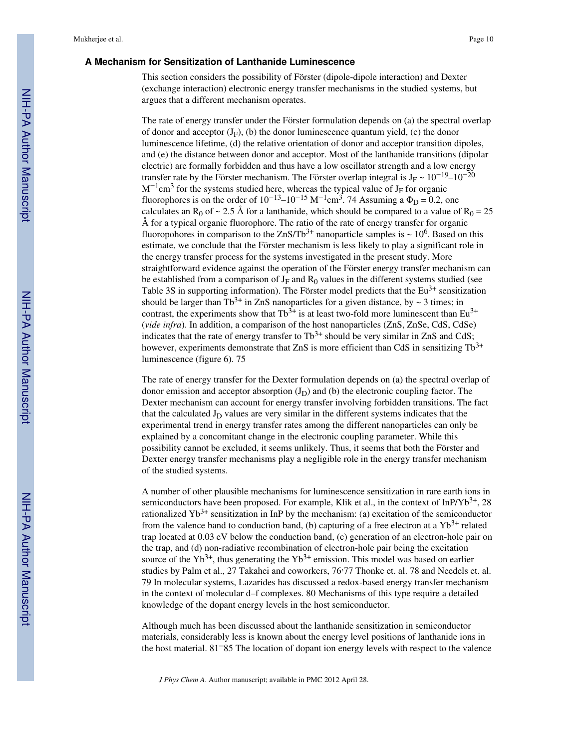### A Mechanism for Sensitization of Lanthanide Luminescence

This section considers the possibility of Förster (dipole-dipole interaction) and Dexter (exchange interaction) electronic energy transfer mechanisms in the studied systems, but argues that a different mechanism operates.

The rate of energy transfer under the Förster formulation depends on (a) the spectral overlap of donor and acceptor ($J_F$), (b) the donor luminescence quantum yield, (c) the donor luminescence lifetime, (d) the relative orientation of donor and acceptor transition dipoles, and (e) the distance between donor and acceptor. Most of the lanthanide transitions (dipolar electric) are formally forbidden and thus have a low oscillator strength and a low energy transfer rate by the Förster mechanism. The Förster overlap integral is $J_F \sim 10^{-19}$–$10^{-20}$ $M^{-1}cm^3$ for the systems studied here, whereas the typical value of $J_F$ for organic fluorophores is on the order of $10^{-13}$–$10^{-15}$ $M^{-1}cm^3$. [74] Assuming a $\Phi_D = 0.2$, one calculates an $R_0$ of ~ 2.5 Å for a lanthanide, which should be compared to a value of $R_0 = 25$ Å for a typical organic fluorophore. The ratio of the rate of energy transfer for organic fluoropohores in comparison to the ZnS/$Tb^{3+}$ nanoparticle samples is ~ $10^6$. Based on this estimate, we conclude that the Förster mechanism is less likely to play a significant role in the energy transfer process for the systems investigated in the present study. More straightforward evidence against the operation of the Förster energy transfer mechanism can be established from a comparison of $J_F$ and $R_0$ values in the different systems studied (see Table 3S in supporting information). The Förster model predicts that the $Eu^{3+}$ sensitization should be larger than $Tb^{3+}$ in ZnS nanoparticles for a given distance, by ~ 3 times; in contrast, the experiments show that $Tb^{3+}$ is at least two-fold more luminescent than $Eu^{3+}$ (*vide infra*). In addition, a comparison of the host nanoparticles (ZnS, ZnSe, CdS, CdSe) indicates that the rate of energy transfer to $Tb^{3+}$ should be very similar in ZnS and CdS; however, experiments demonstrate that ZnS is more efficient than CdS in sensitizing $Tb^{3+}$ luminescence (figure 6). [75]

The rate of energy transfer for the Dexter formulation depends on (a) the spectral overlap of donor emission and acceptor absorption ($J_D$) and (b) the electronic coupling factor. The Dexter mechanism can account for energy transfer involving forbidden transitions. The fact that the calculated $J_D$ values are very similar in the different systems indicates that the experimental trend in energy transfer rates among the different nanoparticles can only be explained by a concomitant change in the electronic coupling parameter. While this possibility cannot be excluded, it seems unlikely. Thus, it seems that both the Förster and Dexter energy transfer mechanisms play a negligible role in the energy transfer mechanism of the studied systems.

A number of other plausible mechanisms for luminescence sensitization in rare earth ions in semiconductors have been proposed. For example, Klik et al., in the context of InP/$Yb^{3+}$, [28] rationalized $Yb^{3+}$ sensitization in InP by the mechanism: (a) excitation of the semiconductor from the valence band to conduction band, (b) capturing of a free electron at a $Yb^{3+}$ related trap located at 0.03 eV below the conduction band, (c) generation of an electron-hole pair on the trap, and (d) non-radiative recombination of electron-hole pair being the excitation source of the $Yb^{3+}$, thus generating the $Yb^{3+}$ emission. This model was based on earlier studies by Palm et al., [27] Takahei and coworkers, [76,77] Thonke et. al. [78] and Needels et. al. [79] In molecular systems, Lazarides has discussed a redox-based energy transfer mechanism in the context of molecular d–f complexes. [80] Mechanisms of this type require a detailed knowledge of the dopant energy levels in the host semiconductor.

Although much has been discussed about the lanthanide sensitization in semiconductor materials, considerably less is known about the energy level positions of lanthanide ions in the host material. [81–85] The location of dopant ion energy levels with respect to the valence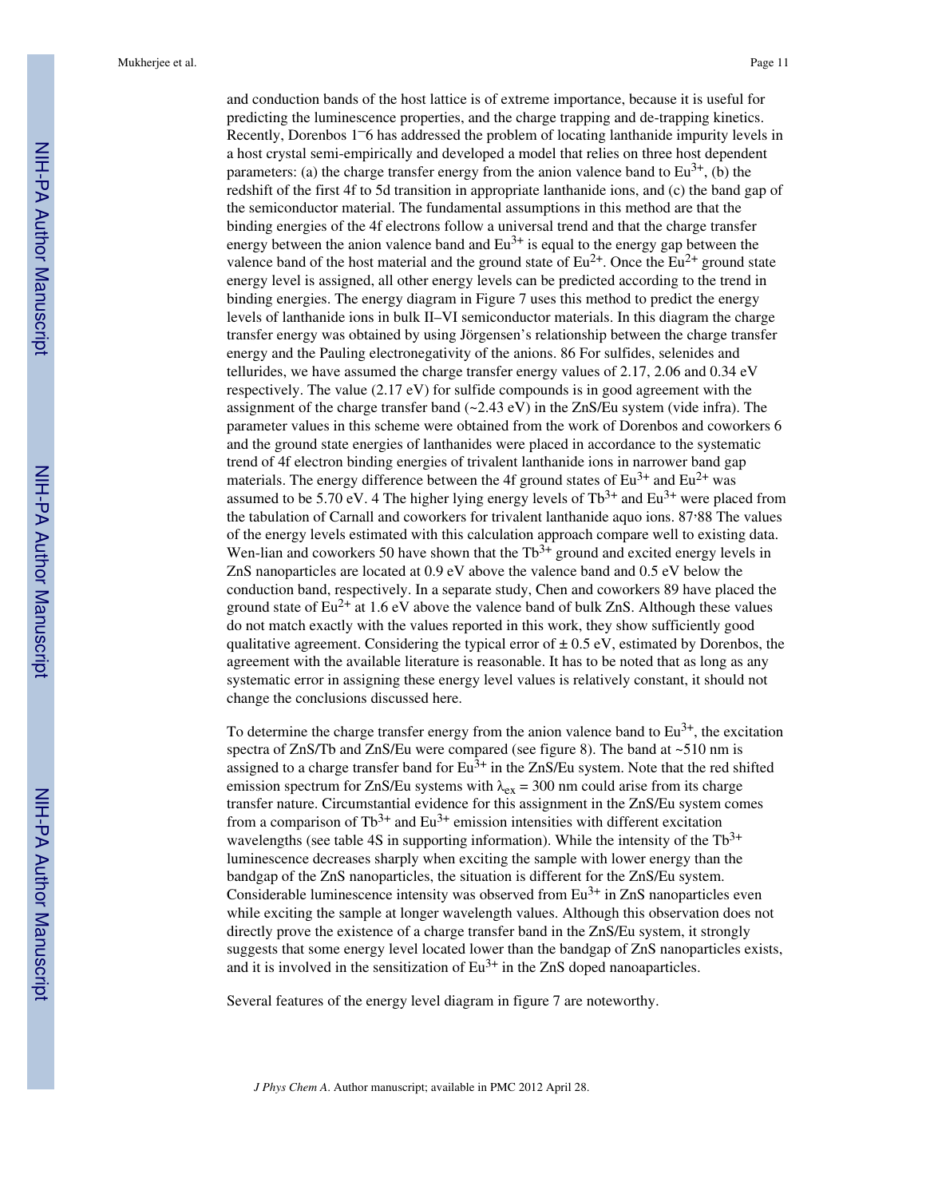and conduction bands of the host lattice is of extreme importance, because it is useful for predicting the luminescence properties, and the charge trapping and de-trapping kinetics. Recently, Dorenbos [1–6] has addressed the problem of locating lanthanide impurity levels in a host crystal semi-empirically and developed a model that relies on three host dependent parameters: (a) the charge transfer energy from the anion valence band to $Eu^{3+}$, (b) the redshift of the first 4f to 5d transition in appropriate lanthanide ions, and (c) the band gap of the semiconductor material. The fundamental assumptions in this method are that the binding energies of the 4f electrons follow a universal trend and that the charge transfer energy between the anion valence band and $Eu^{3+}$ is equal to the energy gap between the valence band of the host material and the ground state of $Eu^{2+}$. Once the $Eu^{2+}$ ground state energy level is assigned, all other energy levels can be predicted according to the trend in binding energies. The energy diagram in Figure 7 uses this method to predict the energy levels of lanthanide ions in bulk II–VI semiconductor materials. In this diagram the charge transfer energy was obtained by using Jörgensen's relationship between the charge transfer energy and the Pauling electronegativity of the anions. [86] For sulfides, selenides and tellurides, we have assumed the charge transfer energy values of 2.17, 2.06 and 0.34 eV respectively. The value (2.17 eV) for sulfide compounds is in good agreement with the assignment of the charge transfer band (~2.43 eV) in the ZnS/Eu system (vide infra). The parameter values in this scheme were obtained from the work of Dorenbos and coworkers [6] and the ground state energies of lanthanides were placed in accordance to the systematic trend of 4f electron binding energies of trivalent lanthanide ions in narrower band gap materials. The energy difference between the 4f ground states of $Eu^{3+}$ and $Eu^{2+}$ was assumed to be 5.70 eV. [4] The higher lying energy levels of $Tb^{3+}$ and $Eu^{3+}$ were placed from the tabulation of Carnall and coworkers for trivalent lanthanide aquo ions. [87,88] The values of the energy levels estimated with this calculation approach compare well to existing data. Wen-lian and coworkers [50] have shown that the $Tb^{3+}$ ground and excited energy levels in ZnS nanoparticles are located at 0.9 eV above the valence band and 0.5 eV below the conduction band, respectively. In a separate study, Chen and coworkers [89] have placed the ground state of $Eu^{2+}$ at 1.6 eV above the valence band of bulk ZnS. Although these values do not match exactly with the values reported in this work, they show sufficiently good qualitative agreement. Considering the typical error of ± 0.5 eV, estimated by Dorenbos, the agreement with the available literature is reasonable. It has to be noted that as long as any systematic error in assigning these energy level values is relatively constant, it should not change the conclusions discussed here.

To determine the charge transfer energy from the anion valence band to $Eu^{3+}$, the excitation spectra of ZnS/Tb and ZnS/Eu were compared (see figure 8). The band at ~510 nm is assigned to a charge transfer band for $Eu^{3+}$ in the ZnS/Eu system. Note that the red shifted emission spectrum for ZnS/Eu systems with $\lambda_{ex}$ = 300 nm could arise from its charge transfer nature. Circumstantial evidence for this assignment in the ZnS/Eu system comes from a comparison of $Tb^{3+}$ and $Eu^{3+}$ emission intensities with different excitation wavelengths (see table 4S in supporting information). While the intensity of the $Tb^{3+}$ luminescence decreases sharply when exciting the sample with lower energy than the bandgap of the ZnS nanoparticles, the situation is different for the ZnS/Eu system. Considerable luminescence intensity was observed from $Eu^{3+}$ in ZnS nanoparticles even while exciting the sample at longer wavelength values. Although this observation does not directly prove the existence of a charge transfer band in the ZnS/Eu system, it strongly suggests that some energy level located lower than the bandgap of ZnS nanoparticles exists, and it is involved in the sensitization of $Eu^{3+}$ in the ZnS doped nanoaparticles.

Several features of the energy level diagram in figure 7 are noteworthy.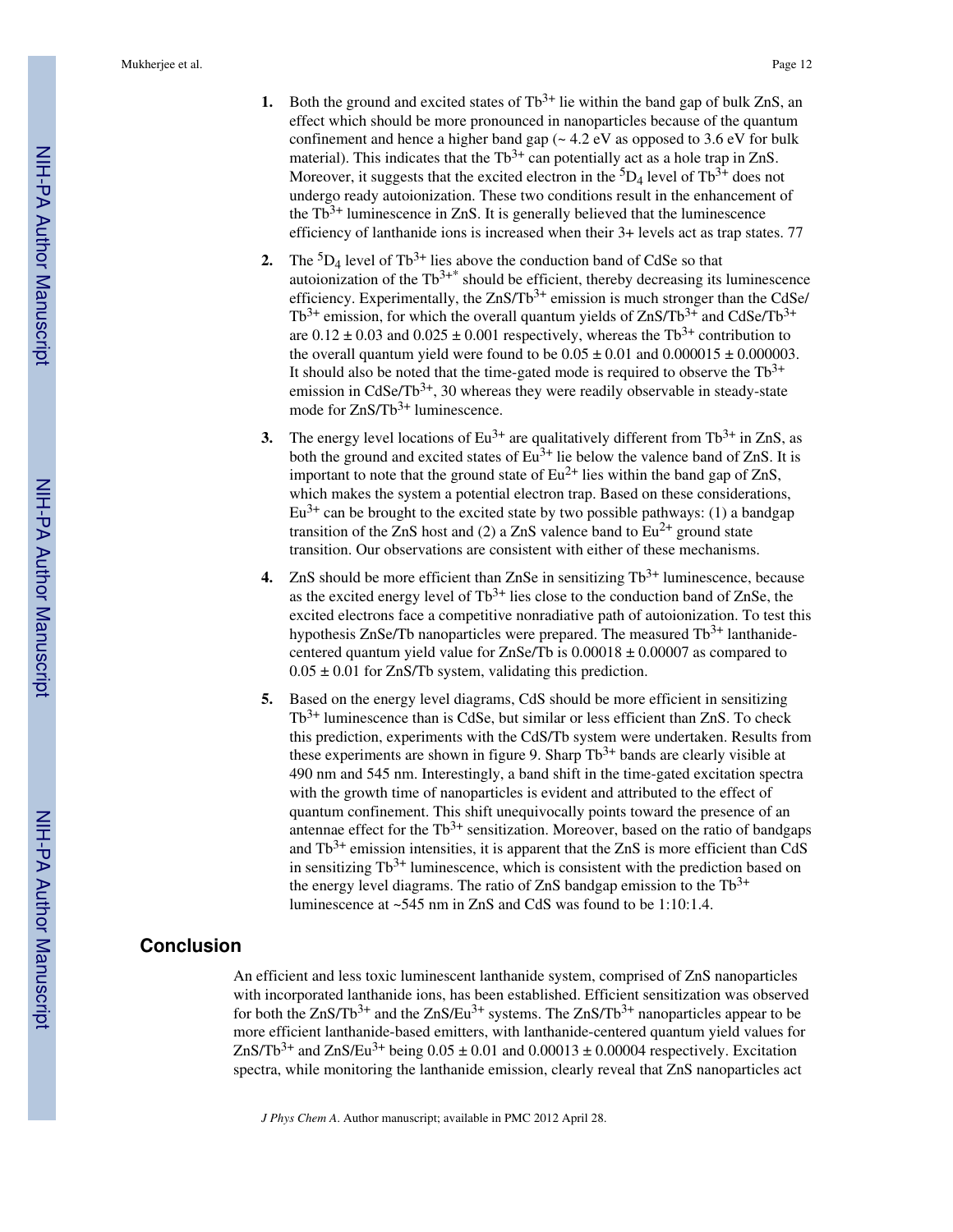1. Both the ground and excited states of $Tb^{3+}$ lie within the band gap of bulk ZnS, an effect which should be more pronounced in nanoparticles because of the quantum confinement and hence a higher band gap (~ 4.2 eV as opposed to 3.6 eV for bulk material). This indicates that the $Tb^{3+}$ can potentially act as a hole trap in ZnS. Moreover, it suggests that the excited electron in the $^5D_4$ level of $Tb^{3+}$ does not undergo ready autoionization. These two conditions result in the enhancement of the $Tb^{3+}$ luminescence in ZnS. It is generally believed that the luminescence efficiency of lanthanide ions is increased when their 3+ levels act as trap states. 77

2. The $^5D_4$ level of $Tb^{3+}$ lies above the conduction band of CdSe so that autoionization of the $Tb^{3+*}$ should be efficient, thereby decreasing its luminescence efficiency. Experimentally, the ZnS/$Tb^{3+}$ emission is much stronger than the CdSe/$Tb^{3+}$ emission, for which the overall quantum yields of ZnS/$Tb^{3+}$ and CdSe/$Tb^{3+}$ are $0.12 \pm 0.03$ and $0.025 \pm 0.001$ respectively, whereas the $Tb^{3+}$ contribution to the overall quantum yield were found to be $0.05 \pm 0.01$ and $0.000015 \pm 0.000003$. It should also be noted that the time-gated mode is required to observe the $Tb^{3+}$ emission in CdSe/$Tb^{3+}$, 30 whereas they were readily observable in steady-state mode for ZnS/$Tb^{3+}$ luminescence.

3. The energy level locations of $Eu^{3+}$ are qualitatively different from $Tb^{3+}$ in ZnS, as both the ground and excited states of $Eu^{3+}$ lie below the valence band of ZnS. It is important to note that the ground state of $Eu^{2+}$ lies within the band gap of ZnS, which makes the system a potential electron trap. Based on these considerations, $Eu^{3+}$ can be brought to the excited state by two possible pathways: (1) a bandgap transition of the ZnS host and (2) a ZnS valence band to $Eu^{2+}$ ground state transition. Our observations are consistent with either of these mechanisms.

4. ZnS should be more efficient than ZnSe in sensitizing $Tb^{3+}$ luminescence, because as the excited energy level of $Tb^{3+}$ lies close to the conduction band of ZnSe, the excited electrons face a competitive nonradiative path of autoionization. To test this hypothesis ZnSe/Tb nanoparticles were prepared. The measured $Tb^{3+}$ lanthanide-centered quantum yield value for ZnSe/Tb is $0.00018 \pm 0.00007$ as compared to $0.05 \pm 0.01$ for ZnS/Tb system, validating this prediction.

5. Based on the energy level diagrams, CdS should be more efficient in sensitizing $Tb^{3+}$ luminescence than is CdSe, but similar or less efficient than ZnS. To check this prediction, experiments with the CdS/Tb system were undertaken. Results from these experiments are shown in figure 9. Sharp $Tb^{3+}$ bands are clearly visible at 490 nm and 545 nm. Interestingly, a band shift in the time-gated excitation spectra with the growth time of nanoparticles is evident and attributed to the effect of quantum confinement. This shift unequivocally points toward the presence of an antennae effect for the $Tb^{3+}$ sensitization. Moreover, based on the ratio of bandgaps and $Tb^{3+}$ emission intensities, it is apparent that the ZnS is more efficient than CdS in sensitizing $Tb^{3+}$ luminescence, which is consistent with the prediction based on the energy level diagrams. The ratio of ZnS bandgap emission to the $Tb^{3+}$ luminescence at ~545 nm in ZnS and CdS was found to be 1:10:1.4.

## Conclusion

An efficient and less toxic luminescent lanthanide system, comprised of ZnS nanoparticles with incorporated lanthanide ions, has been established. Efficient sensitization was observed for both the ZnS/$Tb^{3+}$ and the ZnS/$Eu^{3+}$ systems. The ZnS/$Tb^{3+}$ nanoparticles appear to be more efficient lanthanide-based emitters, with lanthanide-centered quantum yield values for ZnS/$Tb^{3+}$ and ZnS/$Eu^{3+}$ being $0.05 \pm 0.01$ and $0.00013 \pm 0.00004$ respectively. Excitation spectra, while monitoring the lanthanide emission, clearly reveal that ZnS nanoparticles act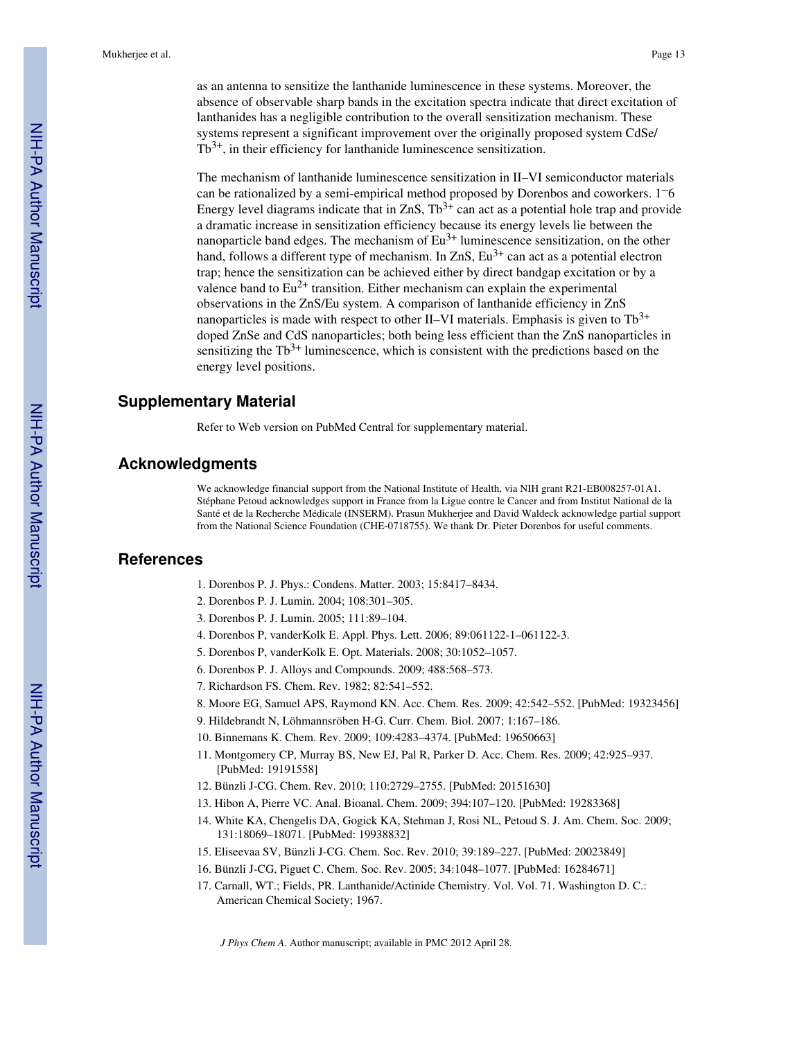as an antenna to sensitize the lanthanide luminescence in these systems. Moreover, the absence of observable sharp bands in the excitation spectra indicate that direct excitation of lanthanides has a negligible contribution to the overall sensitization mechanism. These systems represent a significant improvement over the originally proposed system CdSe/$Tb^{3+}$, in their efficiency for lanthanide luminescence sensitization.

The mechanism of lanthanide luminescence sensitization in II–VI semiconductor materials can be rationalized by a semi-empirical method proposed by Dorenbos and coworkers. 1–6 Energy level diagrams indicate that in ZnS, $Tb^{3+}$ can act as a potential hole trap and provide a dramatic increase in sensitization efficiency because its energy levels lie between the nanoparticle band edges. The mechanism of $Eu^{3+}$ luminescence sensitization, on the other hand, follows a different type of mechanism. In ZnS, $Eu^{3+}$ can act as a potential electron trap; hence the sensitization can be achieved either by direct bandgap excitation or by a valence band to $Eu^{2+}$ transition. Either mechanism can explain the experimental observations in the ZnS/Eu system. A comparison of lanthanide efficiency in ZnS nanoparticles is made with respect to other II–VI materials. Emphasis is given to $Tb^{3+}$ doped ZnSe and CdS nanoparticles; both being less efficient than the ZnS nanoparticles in sensitizing the $Tb^{3+}$ luminescence, which is consistent with the predictions based on the energy level positions.

## Supplementary Material

Refer to Web version on PubMed Central for supplementary material.

## Acknowledgments

We acknowledge financial support from the National Institute of Health, via NIH grant R21-EB008257-01A1. Stéphane Petoud acknowledges support in France from la Ligue contre le Cancer and from Institut National de la Santé et de la Recherche Médicale (INSERM). Prasun Mukherjee and David Waldeck acknowledge partial support from the National Science Foundation (CHE-0718755). We thank Dr. Pieter Dorenbos for useful comments.

## References

1. Dorenbos P. J. Phys.: Condens. Matter. 2003; 15:8417–8434.
2. Dorenbos P. J. Lumin. 2004; 108:301–305.
3. Dorenbos P. J. Lumin. 2005; 111:89–104.
4. Dorenbos P, vanderKolk E. Appl. Phys. Lett. 2006; 89:061122-1–061122-3.
5. Dorenbos P, vanderKolk E. Opt. Materials. 2008; 30:1052–1057.
6. Dorenbos P. J. Alloys and Compounds. 2009; 488:568–573.
7. Richardson FS. Chem. Rev. 1982; 82:541–552.
8. Moore EG, Samuel APS, Raymond KN. Acc. Chem. Res. 2009; 42:542–552. [PubMed: 19323456]
9. Hildebrandt N, Löhmannsröben H-G. Curr. Chem. Biol. 2007; 1:167–186.
10. Binnemans K. Chem. Rev. 2009; 109:4283–4374. [PubMed: 19650663]
11. Montgomery CP, Murray BS, New EJ, Pal R, Parker D. Acc. Chem. Res. 2009; 42:925–937. [PubMed: 19191558]
12. Bünzli J-CG. Chem. Rev. 2010; 110:2729–2755. [PubMed: 20151630]
13. Hibon A, Pierre VC. Anal. Bioanal. Chem. 2009; 394:107–120. [PubMed: 19283368]
14. White KA, Chengelis DA, Gogick KA, Stehman J, Rosi NL, Petoud S. J. Am. Chem. Soc. 2009; 131:18069–18071. [PubMed: 19938832]
15. Eliseevaa SV, Bünzli J-CG. Chem. Soc. Rev. 2010; 39:189–227. [PubMed: 20023849]
16. Bünzli J-CG, Piguet C. Chem. Soc. Rev. 2005; 34:1048–1077. [PubMed: 16284671]
17. Carnall, WT.; Fields, PR. Lanthanide/Actinide Chemistry. Vol. Vol. 71. Washington D. C.: American Chemical Society; 1967.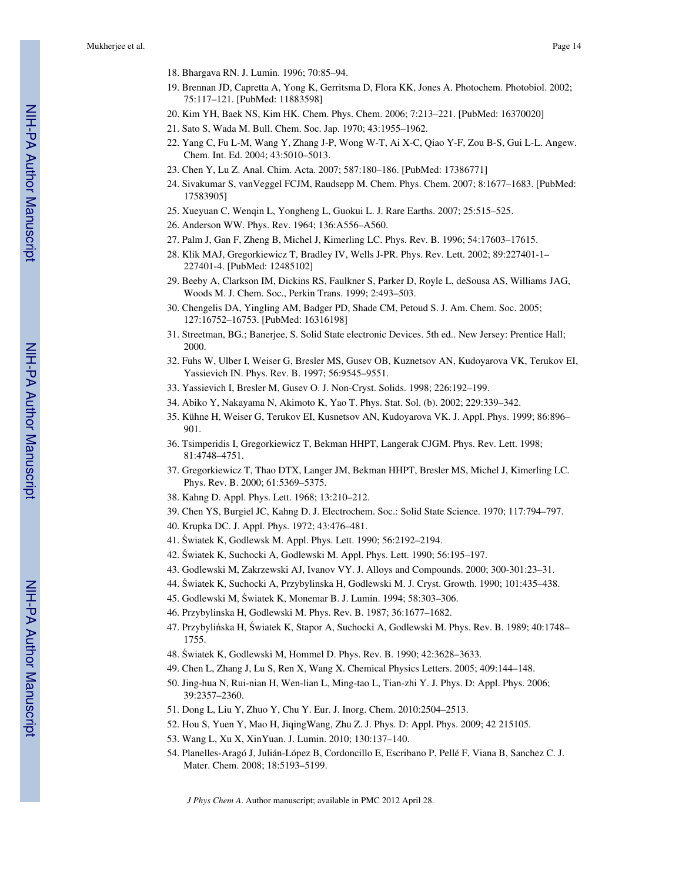18. Bhargava RN. J. Lumin. 1996; 70:85–94.
19. Brennan JD, Capretta A, Yong K, Gerritsma D, Flora KK, Jones A. Photochem. Photobiol. 2002; 75:117–121. [PubMed: 11883598]
20. Kim YH, Baek NS, Kim HK. Chem. Phys. Chem. 2006; 7:213–221. [PubMed: 16370020]
21. Sato S, Wada M. Bull. Chem. Soc. Jap. 1970; 43:1955–1962.
22. Yang C, Fu L-M, Wang Y, Zhang J-P, Wong W-T, Ai X-C, Qiao Y-F, Zou B-S, Gui L-L. Angew. Chem. Int. Ed. 2004; 43:5010–5013.
23. Chen Y, Lu Z. Anal. Chim. Acta. 2007; 587:180–186. [PubMed: 17386771]
24. Sivakumar S, vanVeggel FCJM, Raudsepp M. Chem. Phys. Chem. 2007; 8:1677–1683. [PubMed: 17583905]
25. Xueyuan C, Wenqin L, Yongheng L, Guokui L. J. Rare Earths. 2007; 25:515–525.
26. Anderson WW. Phys. Rev. 1964; 136:A556–A560.
27. Palm J, Gan F, Zheng B, Michel J, Kimerling LC. Phys. Rev. B. 1996; 54:17603–17615.
28. Klik MAJ, Gregorkiewicz T, Bradley IV, Wells J-PR. Phys. Rev. Lett. 2002; 89:227401-1–227401-4. [PubMed: 12485102]
29. Beeby A, Clarkson IM, Dickins RS, Faulkner S, Parker D, Royle L, deSousa AS, Williams JAG, Woods M. J. Chem. Soc., Perkin Trans. 1999; 2:493–503.
30. Chengelis DA, Yingling AM, Badger PD, Shade CM, Petoud S. J. Am. Chem. Soc. 2005; 127:16752–16753. [PubMed: 16316198]
31. Streetman, BG.; Banerjee, S. Solid State electronic Devices. 5th ed.. New Jersey: Prentice Hall; 2000.
32. Fuhs W, Ulber I, Weiser G, Bresler MS, Gusev OB, Kuznetsov AN, Kudoyarova VK, Terukov EI, Yassievich IN. Phys. Rev. B. 1997; 56:9545–9551.
33. Yassievich I, Bresler M, Gusev O. J. Non-Cryst. Solids. 1998; 226:192–199.
34. Abiko Y, Nakayama N, Akimoto K, Yao T. Phys. Stat. Sol. (b). 2002; 229:339–342.
35. Kühne H, Weiser G, Terukov EI, Kusnetsov AN, Kudoyarova VK. J. Appl. Phys. 1999; 86:896–901.
36. Tsimperidis I, Gregorkiewicz T, Bekman HHPT, Langerak CJGM. Phys. Rev. Lett. 1998; 81:4748–4751.
37. Gregorkiewicz T, Thao DTX, Langer JM, Bekman HHPT, Bresler MS, Michel J, Kimerling LC. Phys. Rev. B. 2000; 61:5369–5375.
38. Kahng D. Appl. Phys. Lett. 1968; 13:210–212.
39. Chen YS, Burgiel JC, Kahng D. J. Electrochem. Soc.: Solid State Science. 1970; 117:794–797.
40. Krupka DC. J. Appl. Phys. 1972; 43:476–481.
41. Świątek K, Godlewsk M. Appl. Phys. Lett. 1990; 56:2192–2194.
42. Świątek K, Suchocki A, Godlewski M. Appl. Phys. Lett. 1990; 56:195–197.
43. Godlewski M, Zakrzewski AJ, Ivanov VY. J. Alloys and Compounds. 2000; 300-301:23–31.
44. Świątek K, Suchocki A, Przybylinska H, Godlewski M. J. Cryst. Growth. 1990; 101:435–438.
45. Godlewski M, Świątek K, Monemar B. J. Lumin. 1994; 58:303–306.
46. Przybylinska H, Godlewski M. Phys. Rev. B. 1987; 36:1677–1682.
47. Przybylińska H, Świątek K, Stapor A, Suchocki A, Godlewski M. Phys. Rev. B. 1989; 40:1748–1755.
48. Świątek K, Godlewski M, Hommel D. Phys. Rev. B. 1990; 42:3628–3633.
49. Chen L, Zhang J, Lu S, Ren X, Wang X. Chemical Physics Letters. 2005; 409:144–148.
50. Jing-hua N, Rui-nian H, Wen-lian L, Ming-tao L, Tian-zhi Y. J. Phys. D: Appl. Phys. 2006; 39:2357–2360.
51. Dong L, Liu Y, Zhuo Y, Chu Y. Eur. J. Inorg. Chem. 2010:2504–2513.
52. Hou S, Yuen Y, Mao H, JiqingWang, Zhu Z. J. Phys. D: Appl. Phys. 2009; 42 215105.
53. Wang L, Xu X, XinYuan. J. Lumin. 2010; 130:137–140.
54. Planelles-Aragó J, Julián-López B, Cordoncillo E, Escribano P, Pellé F, Viana B, Sanchez C. J. Mater. Chem. 2008; 18:5193–5199.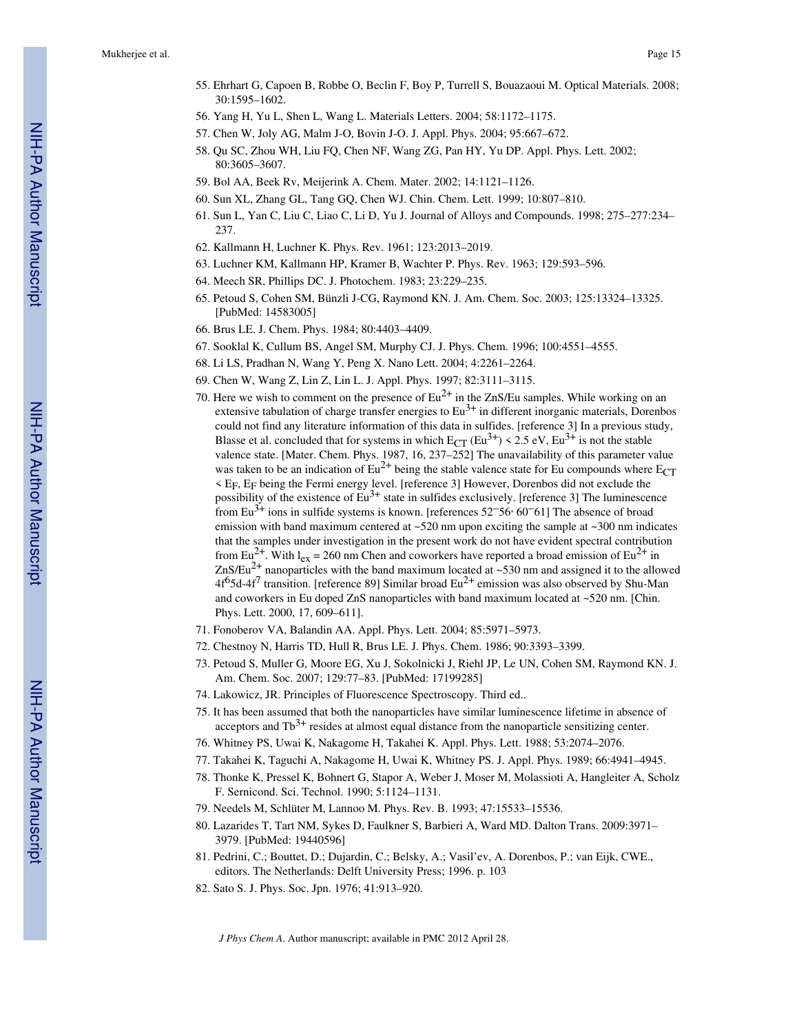55. Ehrhart G, Capoen B, Robbe O, Beclin F, Boy P, Turrell S, Bouazaoui M. Optical Materials. 2008; 30:1595–1602.
56. Yang H, Yu L, Shen L, Wang L. Materials Letters. 2004; 58:1172–1175.
57. Chen W, Joly AG, Malm J-O, Bovin J-O. J. Appl. Phys. 2004; 95:667–672.
58. Qu SC, Zhou WH, Liu FQ, Chen NF, Wang ZG, Pan HY, Yu DP. Appl. Phys. Lett. 2002; 80:3605–3607.
59. Bol AA, Beek Rv, Meijerink A. Chem. Mater. 2002; 14:1121–1126.
60. Sun XL, Zhang GL, Tang GQ, Chen WJ. Chin. Chem. Lett. 1999; 10:807–810.
61. Sun L, Yan C, Liu C, Liao C, Li D, Yu J. Journal of Alloys and Compounds. 1998; 275–277:234–237.
62. Kallmann H, Luchner K. Phys. Rev. 1961; 123:2013–2019.
63. Luchner KM, Kallmann HP, Kramer B, Wachter P. Phys. Rev. 1963; 129:593–596.
64. Meech SR, Phillips DC. J. Photochem. 1983; 23:229–235.
65. Petoud S, Cohen SM, Bünzli J-CG, Raymond KN. J. Am. Chem. Soc. 2003; 125:13324–13325. [PubMed: 14583005]
66. Brus LE. J. Chem. Phys. 1984; 80:4403–4409.
67. Sooklal K, Cullum BS, Angel SM, Murphy CJ. J. Phys. Chem. 1996; 100:4551–4555.
68. Li LS, Pradhan N, Wang Y, Peng X. Nano Lett. 2004; 4:2261–2264.
69. Chen W, Wang Z, Lin Z, Lin L. J. Appl. Phys. 1997; 82:3111–3115.
70. Here we wish to comment on the presence of $Eu^{2+}$ in the ZnS/Eu samples. While working on an extensive tabulation of charge transfer energies to $Eu^{3+}$ in different inorganic materials, Dorenbos could not find any literature information of this data in sulfides. [reference 3] In a previous study, Blasse et al. concluded that for systems in which $E_{CT}$ ($Eu^{3+}$) < 2.5 eV, $Eu^{3+}$ is not the stable valence state. [Mater. Chem. Phys. 1987, 16, 237–252] The unavailability of this parameter value was taken to be an indication of $Eu^{2+}$ being the stable valence state for Eu compounds where $E_{CT} < E_F$, $E_F$ being the Fermi energy level. [reference 3] However, Dorenbos did not exclude the possibility of the existence of $Eu^{3+}$ state in sulfides exclusively. [reference 3] The luminescence from $Eu^{3+}$ ions in sulfide systems is known. [references 52–56, 60–61] The absence of broad emission with band maximum centered at ~520 nm upon exciting the sample at ~300 nm indicates that the samples under investigation in the present work do not have evident spectral contribution from $Eu^{2+}$. With $l_{ex}$ = 260 nm Chen and coworkers have reported a broad emission of $Eu^{2+}$ in ZnS/$Eu^{2+}$ nanoparticles with the band maximum located at ~530 nm and assigned it to the allowed $4f^65d$-$4f^7$ transition. [reference 89] Similar broad $Eu^{2+}$ emission was also observed by Shu-Man and coworkers in Eu doped ZnS nanoparticles with band maximum located at ~520 nm. [Chin. Phys. Lett. 2000, 17, 609–611].
71. Fonoberov VA, Balandin AA. Appl. Phys. Lett. 2004; 85:5971–5973.
72. Chestnoy N, Harris TD, Hull R, Brus LE. J. Phys. Chem. 1986; 90:3393–3399.
73. Petoud S, Muller G, Moore EG, Xu J, Sokolnicki J, Riehl JP, Le UN, Cohen SM, Raymond KN. J. Am. Chem. Soc. 2007; 129:77–83. [PubMed: 17199285]
74. Lakowicz, JR. Principles of Fluorescence Spectroscopy. Third ed..
75. It has been assumed that both the nanoparticles have similar luminescence lifetime in absence of acceptors and $Tb^{3+}$ resides at almost equal distance from the nanoparticle sensitizing center.
76. Whitney PS, Uwai K, Nakagome H, Takahei K. Appl. Phys. Lett. 1988; 53:2074–2076.
77. Takahei K, Taguchi A, Nakagome H, Uwai K, Whitney PS. J. Appl. Phys. 1989; 66:4941–4945.
78. Thonke K, Pressel K, Bohnert G, Stapor A, Weber J, Moser M, Molassioti A, Hangleiter A, Scholz F. Sernicond. Sci. Technol. 1990; 5:1124–1131.
79. Needels M, Schlüter M, Lannoo M. Phys. Rev. B. 1993; 47:15533–15536.
80. Lazarides T, Tart NM, Sykes D, Faulkner S, Barbieri A, Ward MD. Dalton Trans. 2009:3971–3979. [PubMed: 19440596]
81. Pedrini, C.; Bouttet, D.; Dujardin, C.; Belsky, A.; Vasil'ev, A. Dorenbos, P.; van Eijk, CWE., editors. The Netherlands: Delft University Press; 1996. p. 103
82. Sato S. J. Phys. Soc. Jpn. 1976; 41:913–920.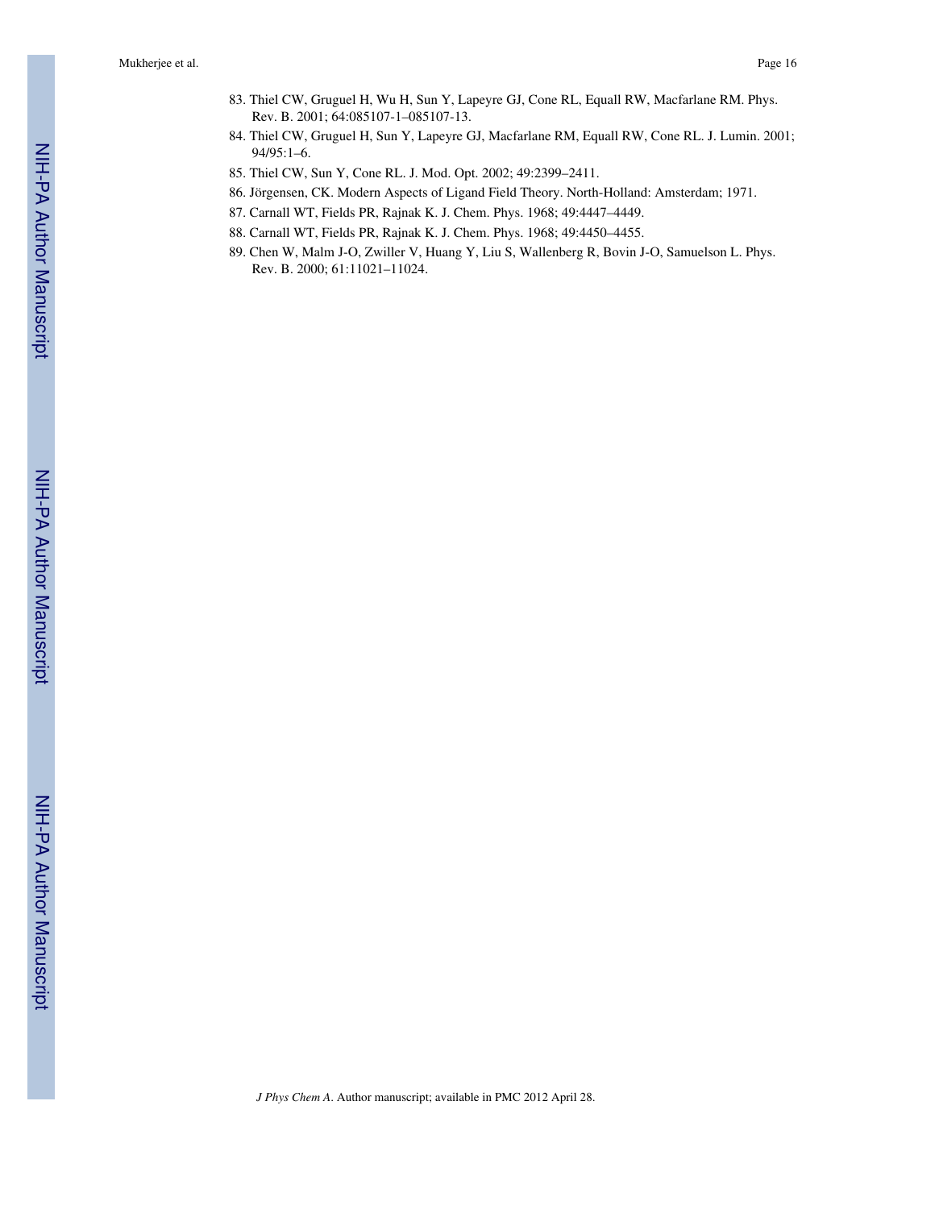83. Thiel CW, Gruguel H, Wu H, Sun Y, Lapeyre GJ, Cone RL, Equall RW, Macfarlane RM. Phys. Rev. B. 2001; 64:085107-1–085107-13.
84. Thiel CW, Gruguel H, Sun Y, Lapeyre GJ, Macfarlane RM, Equall RW, Cone RL. J. Lumin. 2001; 94/95:1–6.
85. Thiel CW, Sun Y, Cone RL. J. Mod. Opt. 2002; 49:2399–2411.
86. Jörgensen, CK. Modern Aspects of Ligand Field Theory. North-Holland: Amsterdam; 1971.
87. Carnall WT, Fields PR, Rajnak K. J. Chem. Phys. 1968; 49:4447–4449.
88. Carnall WT, Fields PR, Rajnak K. J. Chem. Phys. 1968; 49:4450–4455.
89. Chen W, Malm J-O, Zwiller V, Huang Y, Liu S, Wallenberg R, Bovin J-O, Samuelson L. Phys. Rev. B. 2000; 61:11021–11024.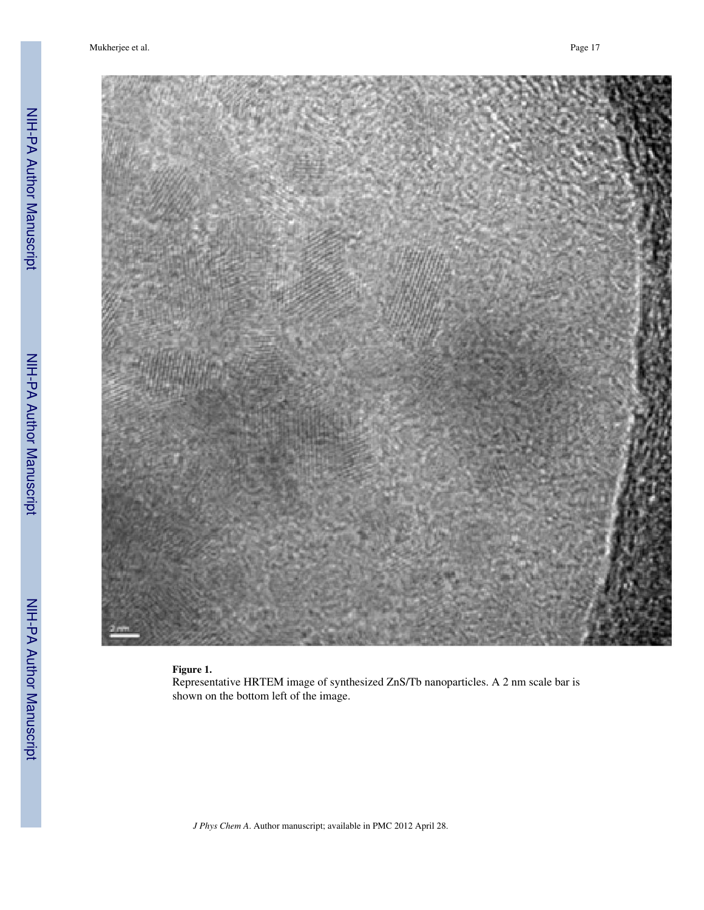**Figure 1.**

Representative HRTEM image of synthesized ZnS/Tb nanoparticles. A 2 nm scale bar is shown on the bottom left of the image.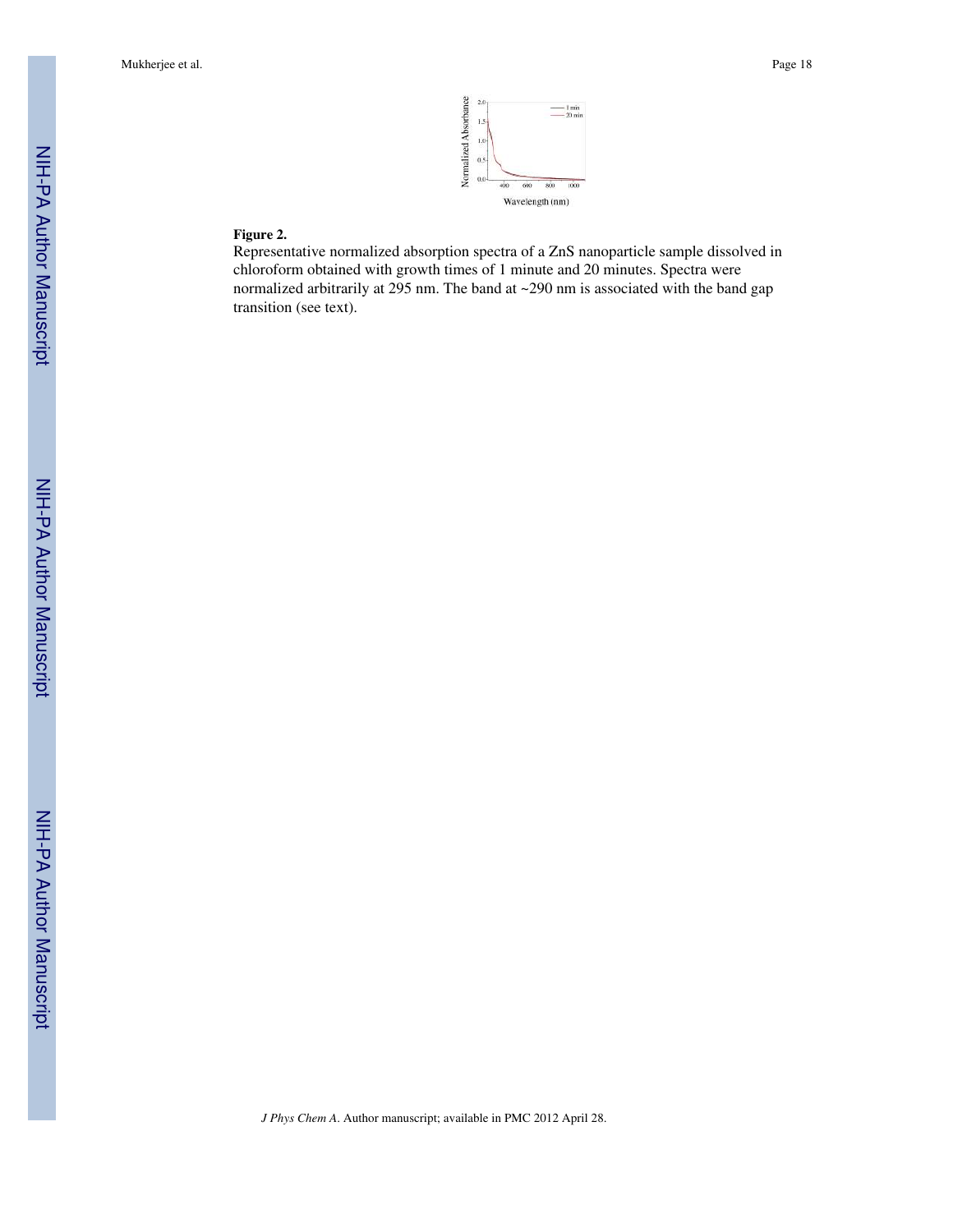**Figure 2.**

Representative normalized absorption spectra of a ZnS nanoparticle sample dissolved in chloroform obtained with growth times of 1 minute and 20 minutes. Spectra were normalized arbitrarily at 295 nm. The band at ~290 nm is associated with the band gap transition (see text).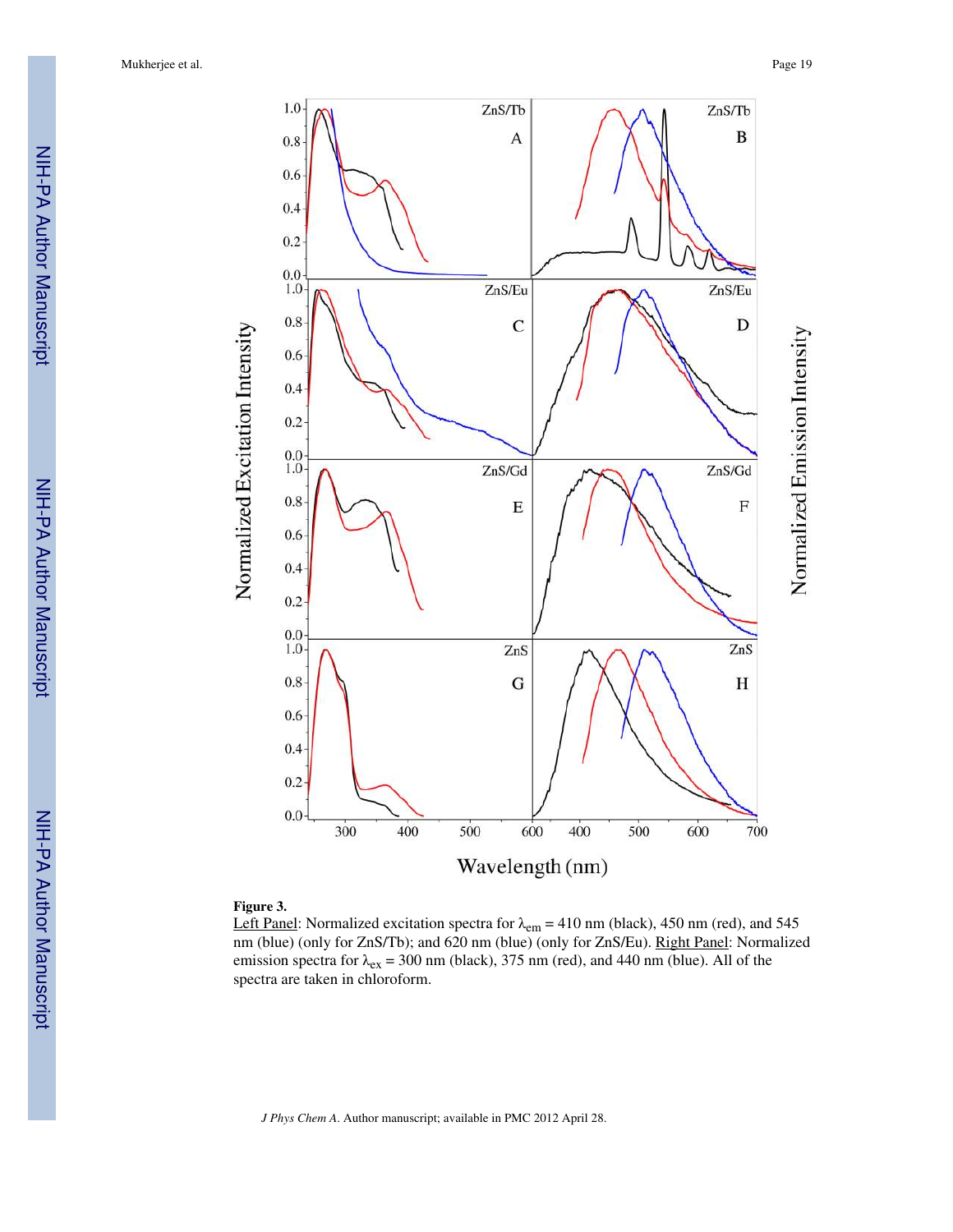**Figure 3.**

Left Panel: Normalized excitation spectra for $\lambda_{em}$ = 410 nm (black), 450 nm (red), and 545 nm (blue) (only for ZnS/Tb); and 620 nm (blue) (only for ZnS/Eu). Right Panel: Normalized emission spectra for $\lambda_{ex}$ = 300 nm (black), 375 nm (red), and 440 nm (blue). All of the spectra are taken in chloroform.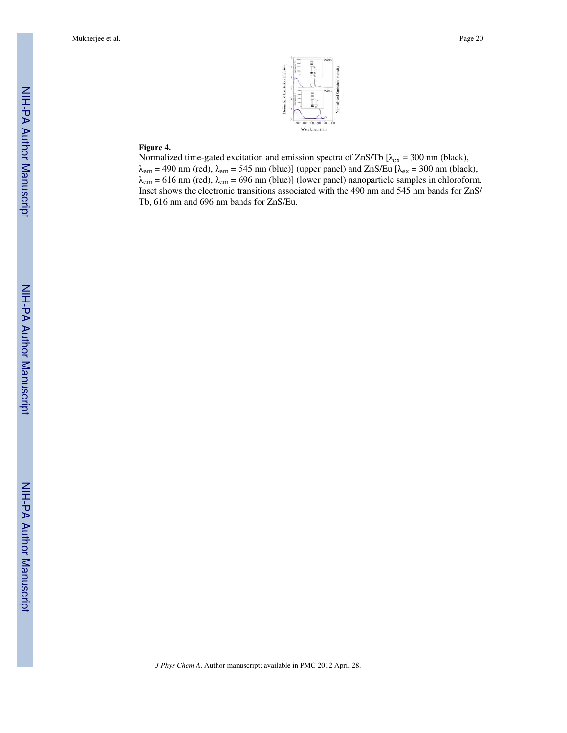**Figure 4.**

Normalized time-gated excitation and emission spectra of ZnS/Tb [$\lambda_{ex}$ = 300 nm (black), $\lambda_{em}$ = 490 nm (red), $\lambda_{em}$ = 545 nm (blue)] (upper panel) and ZnS/Eu [$\lambda_{ex}$ = 300 nm (black), $\lambda_{em}$ = 616 nm (red), $\lambda_{em}$ = 696 nm (blue)] (lower panel) nanoparticle samples in chloroform. Inset shows the electronic transitions associated with the 490 nm and 545 nm bands for ZnS/Tb, 616 nm and 696 nm bands for ZnS/Eu.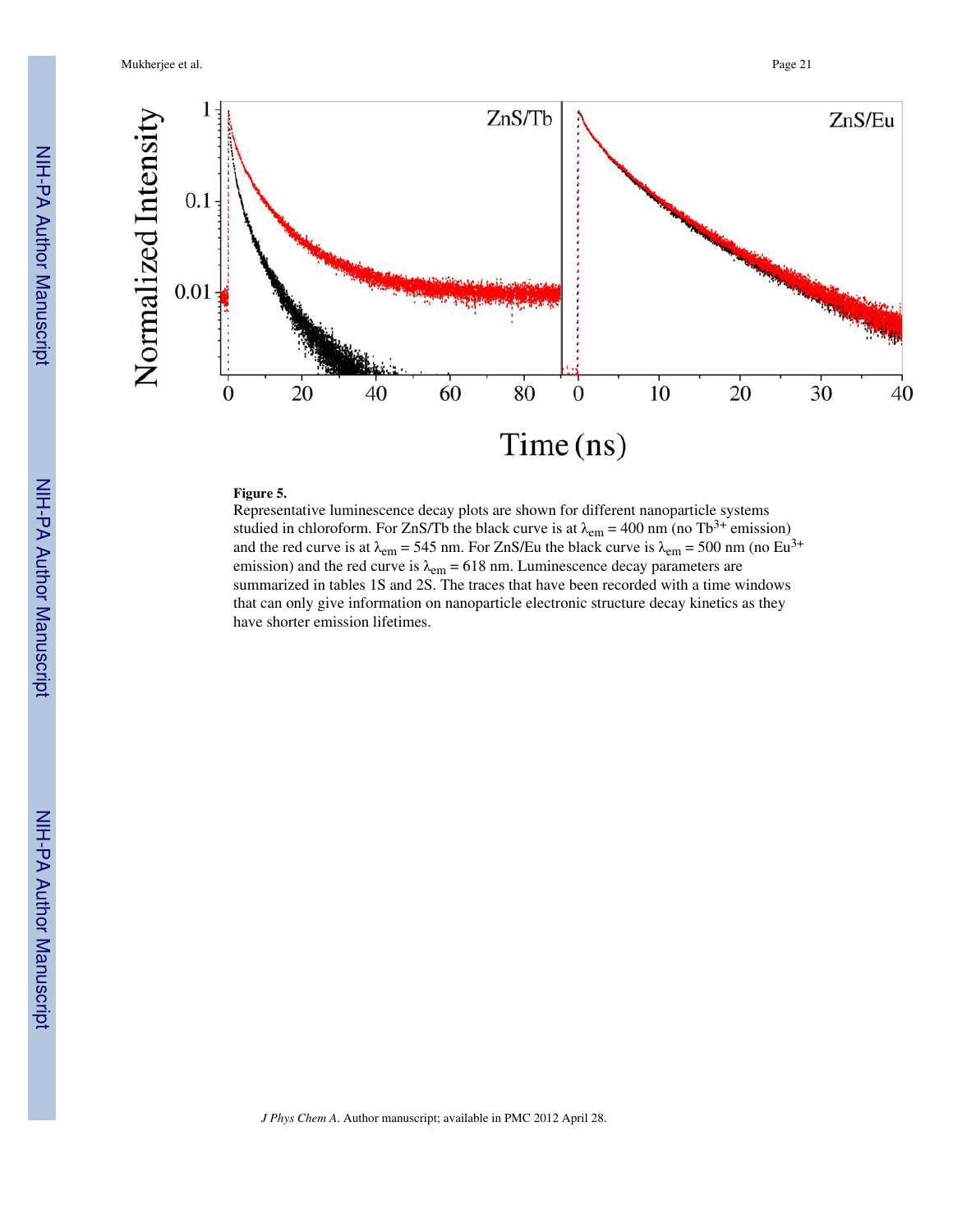**Figure 5.**

Representative luminescence decay plots are shown for different nanoparticle systems studied in chloroform. For ZnS/Tb the black curve is at $\lambda_{em}$ = 400 nm (no $Tb^{3+}$ emission) and the red curve is at $\lambda_{em}$ = 545 nm. For ZnS/Eu the black curve is $\lambda_{em}$ = 500 nm (no $Eu^{3+}$ emission) and the red curve is $\lambda_{em}$ = 618 nm. Luminescence decay parameters are summarized in tables 1S and 2S. The traces that have been recorded with a time windows that can only give information on nanoparticle electronic structure decay kinetics as they have shorter emission lifetimes.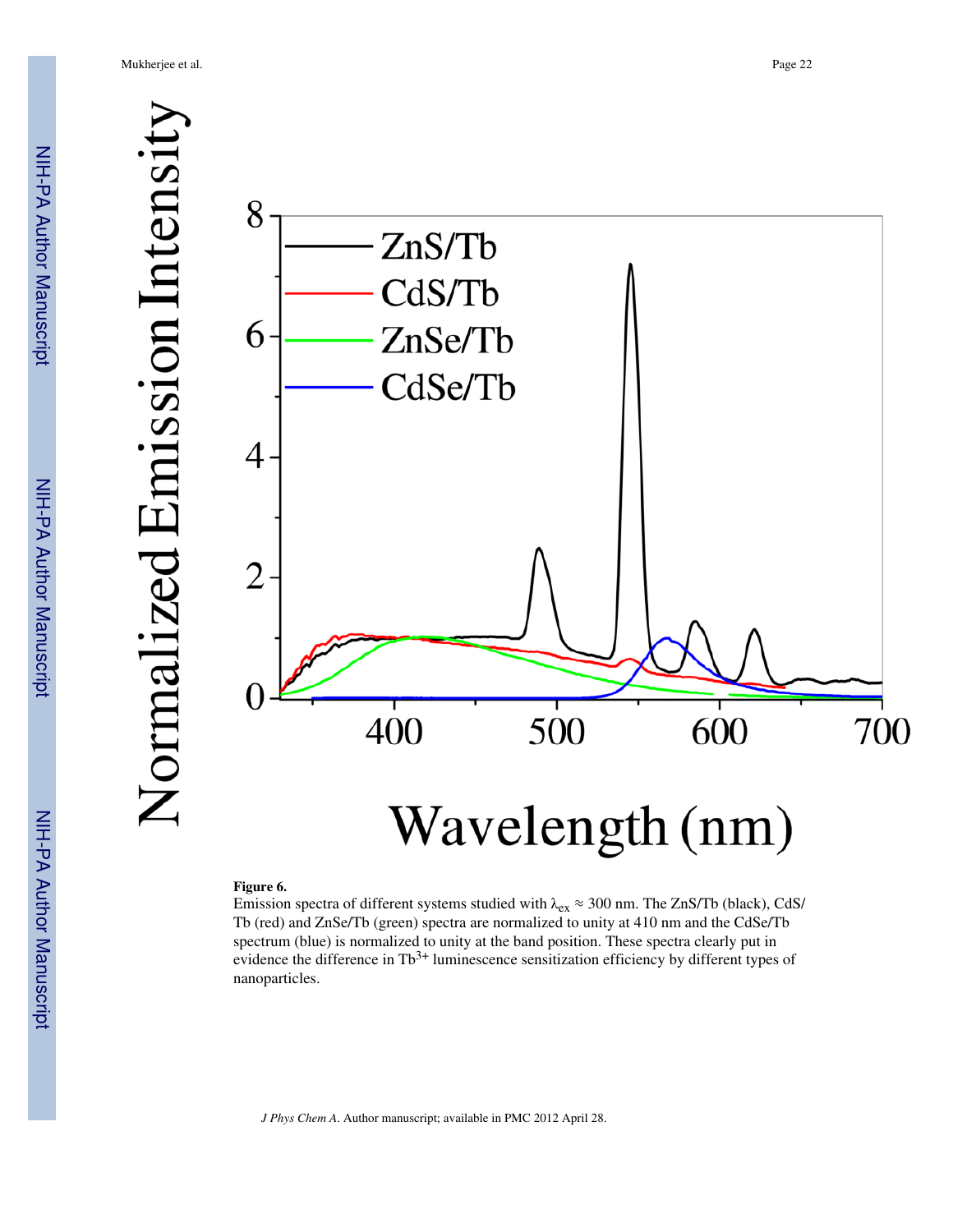**Figure 6.**

Emission spectra of different systems studied with $\lambda_{ex} \approx 300$ nm. The ZnS/Tb (black), CdS/Tb (red) and ZnSe/Tb (green) spectra are normalized to unity at 410 nm and the CdSe/Tb spectrum (blue) is normalized to unity at the band position. These spectra clearly put in evidence the difference in $Tb^{3+}$ luminescence sensitization efficiency by different types of nanoparticles.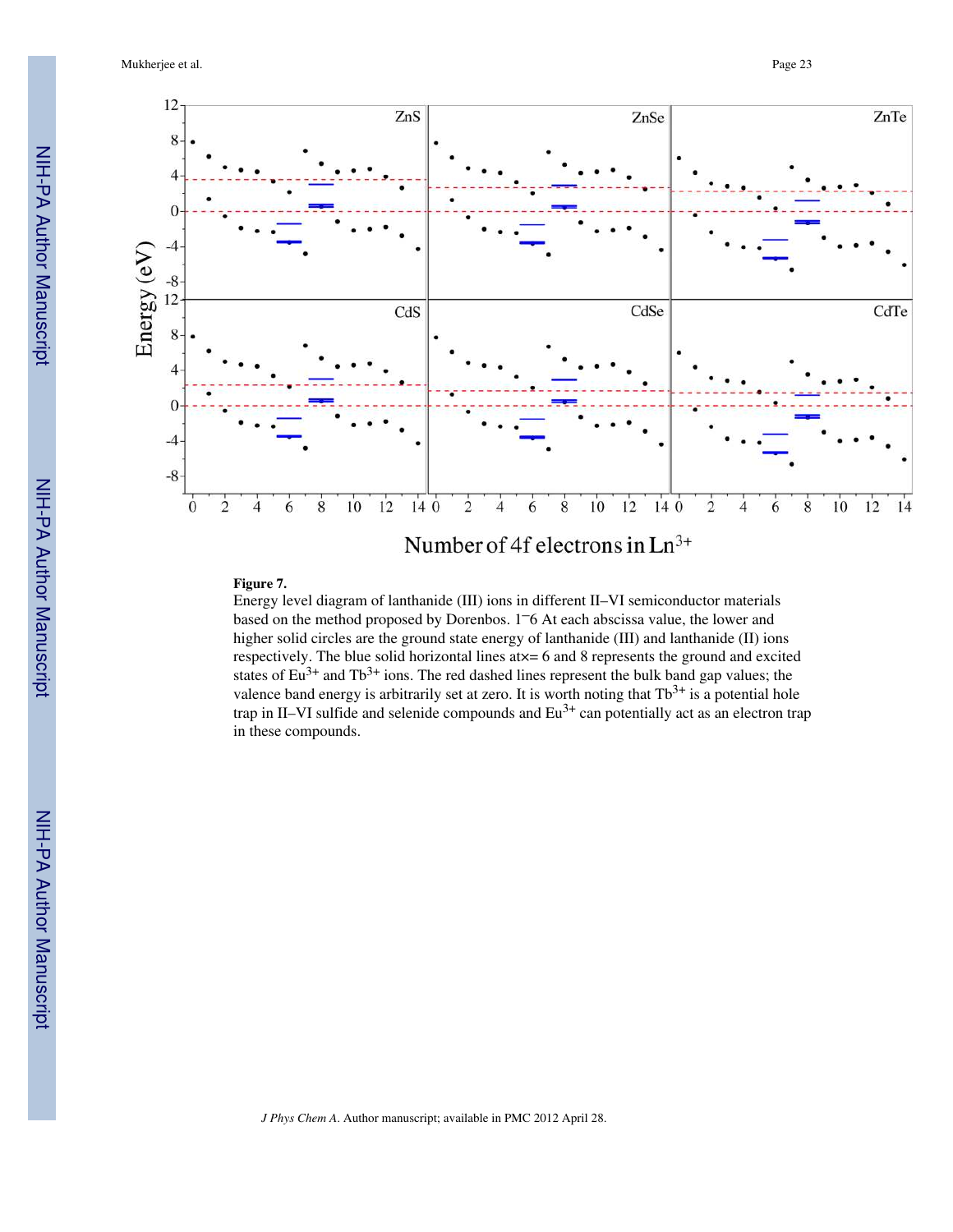**Figure 7.**

Energy level diagram of lanthanide (III) ions in different II–VI semiconductor materials based on the method proposed by Dorenbos. 1–6 At each abscissa value, the lower and higher solid circles are the ground state energy of lanthanide (III) and lanthanide (II) ions respectively. The blue solid horizontal lines at x = 6 and 8 represents the ground and excited states of $Eu^{3+}$ and $Tb^{3+}$ ions. The red dashed lines represent the bulk band gap values; the valence band energy is arbitrarily set at zero. It is worth noting that $Tb^{3+}$ is a potential hole trap in II–VI sulfide and selenide compounds and $Eu^{3+}$ can potentially act as an electron trap in these compounds.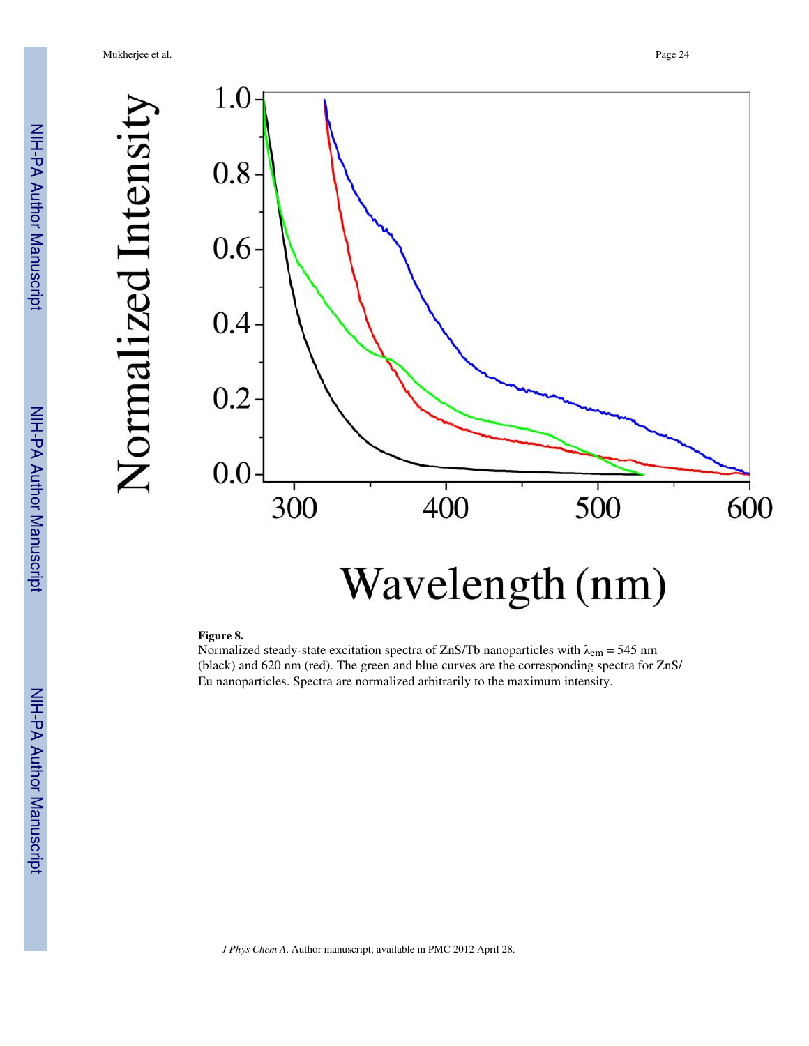**Figure 8.**

Normalized steady-state excitation spectra of ZnS/Tb nanoparticles with $\lambda_{em}$ = 545 nm (black) and 620 nm (red). The green and blue curves are the corresponding spectra for ZnS/Eu nanoparticles. Spectra are normalized arbitrarily to the maximum intensity.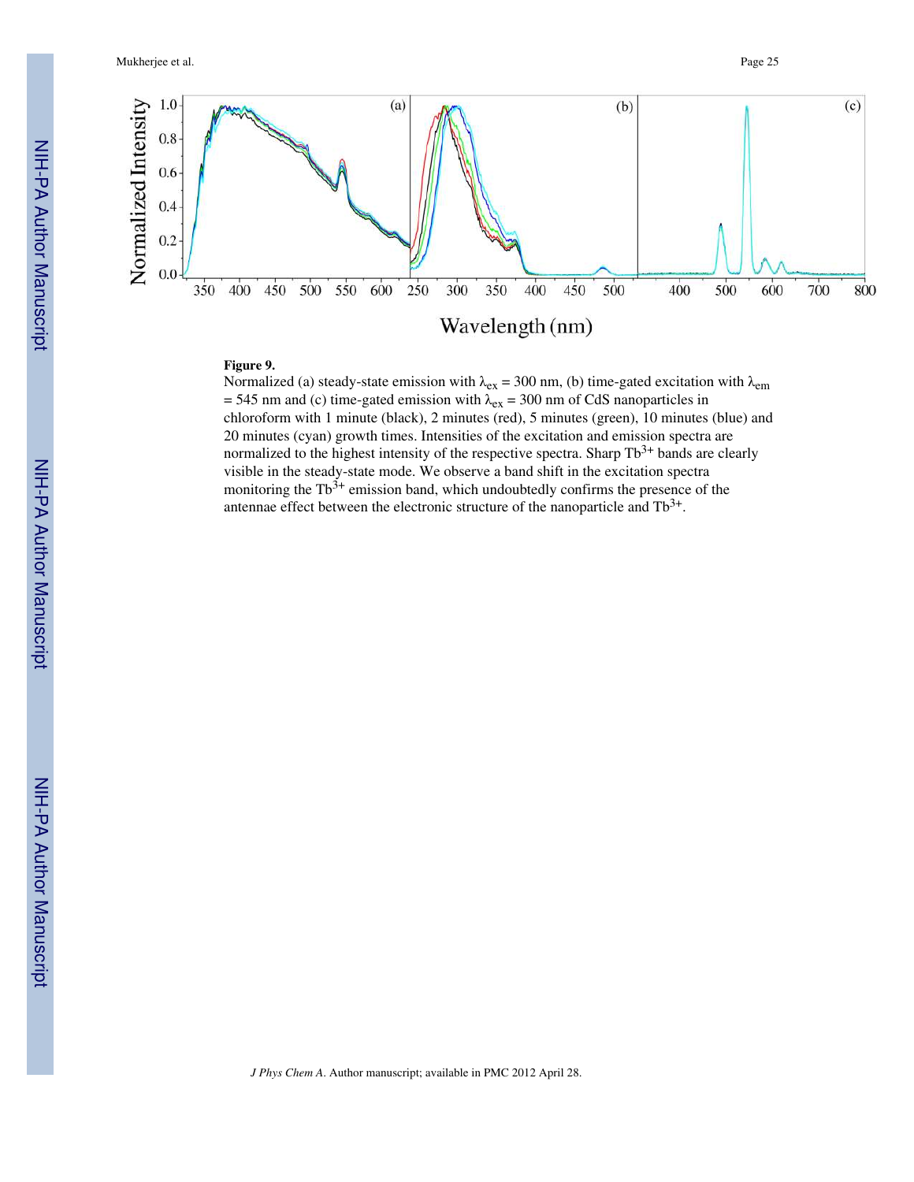Normalized Intensity

1.0
0.8
0.6
0.4
0.2
0.0

(a)
(b)
(c)

350 400 450 500 550 600 250 300 350 400 450 500 400 500 600 700 800

Wavelength (nm)

**Figure 9.**

Normalized (a) steady-state emission with $\lambda_{ex}$ = 300 nm, (b) time-gated excitation with $\lambda_{em}$ = 545 nm and (c) time-gated emission with $\lambda_{ex}$ = 300 nm of CdS nanoparticles in chloroform with 1 minute (black), 2 minutes (red), 5 minutes (green), 10 minutes (blue) and 20 minutes (cyan) growth times. Intensities of the excitation and emission spectra are normalized to the highest intensity of the respective spectra. Sharp $Tb^{3+}$ bands are clearly visible in the steady-state mode. We observe a band shift in the excitation spectra monitoring the $Tb^{3+}$ emission band, which undoubtedly confirms the presence of the antennae effect between the electronic structure of the nanoparticle and $Tb^{3+}$.